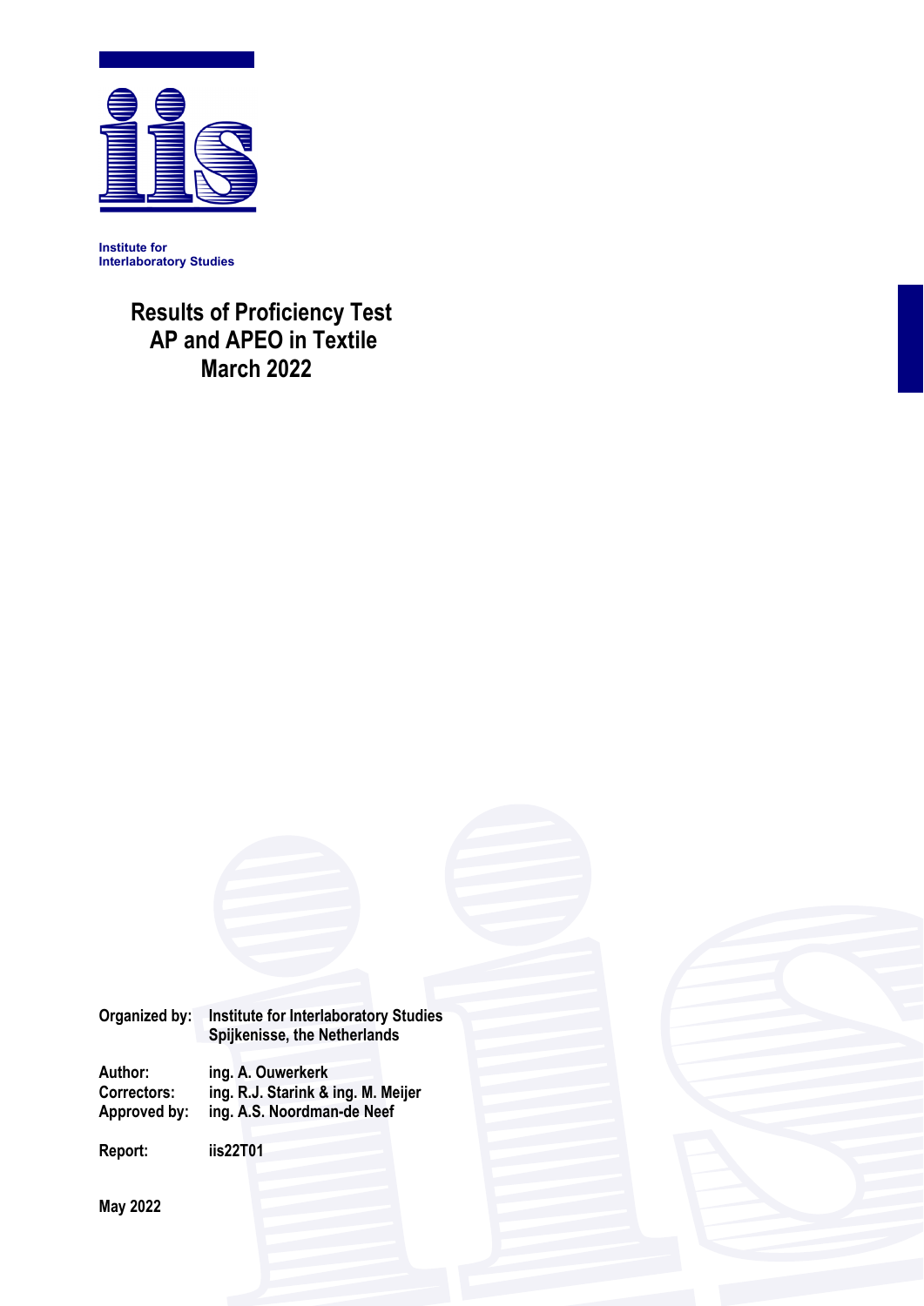Institute for
Interlaboratory Studies

# Results of Proficiency Test AP and APEO in Textile March 2022

| | |
|---|---|
| **Organized by:** | **Institute for Interlaboratory Studies Spijkenisse, the Netherlands** |
| **Author:** | **ing. A. Ouwerkerk** |
| **Correctors:** | **ing. R.J. Starink & ing. M. Meijer** |
| **Approved by:** | **ing. A.S. Noordman-de Neef** |
| **Report:** | **iis22T01** |

**May 2022**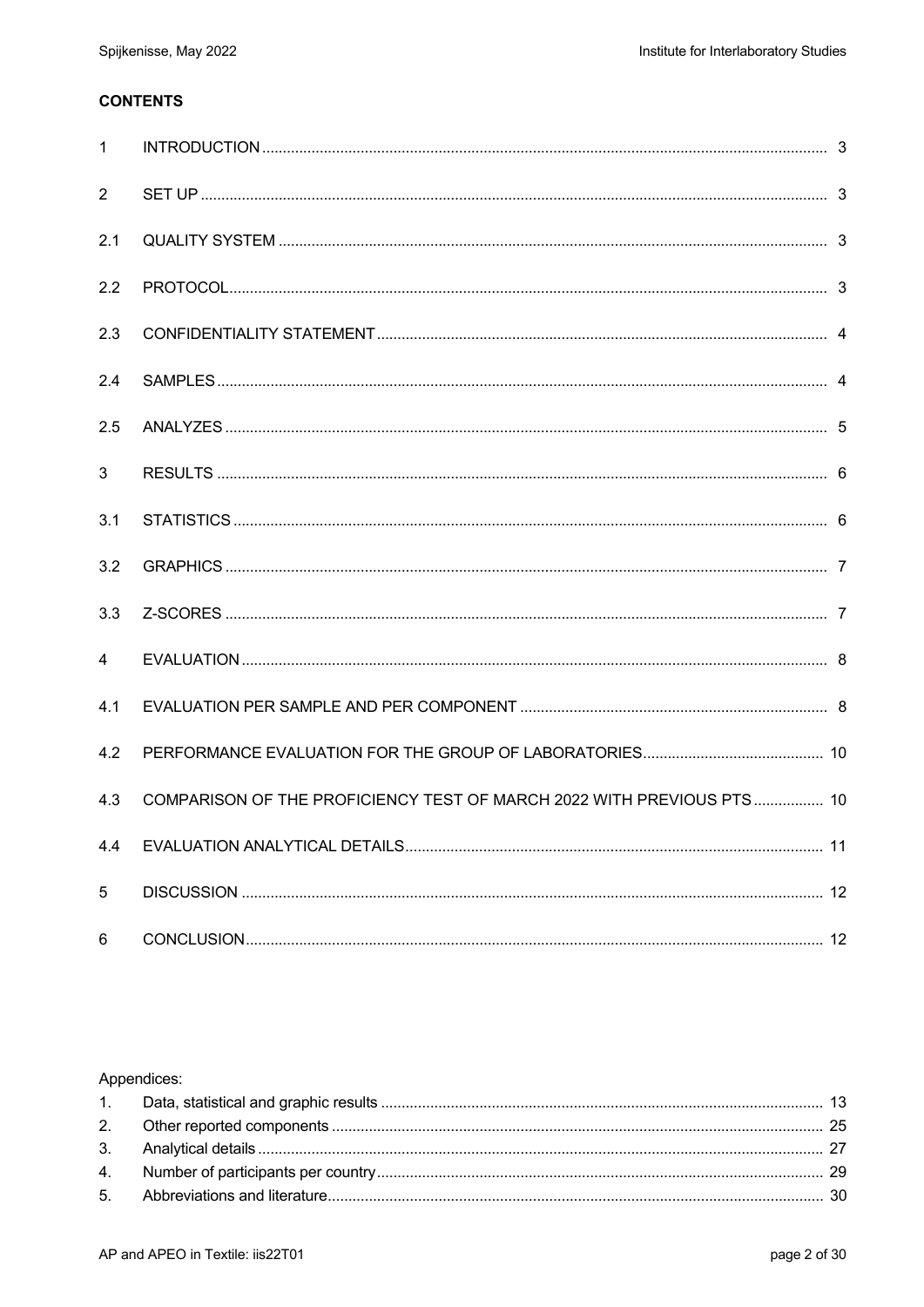**CONTENTS**

| | | |
|---|---|---|
| 1 | INTRODUCTION | 3 |
| 2 | SET UP | 3 |
| 2.1 | QUALITY SYSTEM | 3 |
| 2.2 | PROTOCOL | 3 |
| 2.3 | CONFIDENTIALITY STATEMENT | 4 |
| 2.4 | SAMPLES | 4 |
| 2.5 | ANALYZES | 5 |
| 3 | RESULTS | 6 |
| 3.1 | STATISTICS | 6 |
| 3.2 | GRAPHICS | 7 |
| 3.3 | Z-SCORES | 7 |
| 4 | EVALUATION | 8 |
| 4.1 | EVALUATION PER SAMPLE AND PER COMPONENT | 8 |
| 4.2 | PERFORMANCE EVALUATION FOR THE GROUP OF LABORATORIES | 10 |
| 4.3 | COMPARISON OF THE PROFICIENCY TEST OF MARCH 2022 WITH PREVIOUS PTS | 10 |
| 4.4 | EVALUATION ANALYTICAL DETAILS | 11 |
| 5 | DISCUSSION | 12 |
| 6 | CONCLUSION | 12 |

Appendices:

| | | |
|---|---|---|
| 1. | Data, statistical and graphic results | 13 |
| 2. | Other reported components | 25 |
| 3. | Analytical details | 27 |
| 4. | Number of participants per country | 29 |
| 5. | Abbreviations and literature | 30 |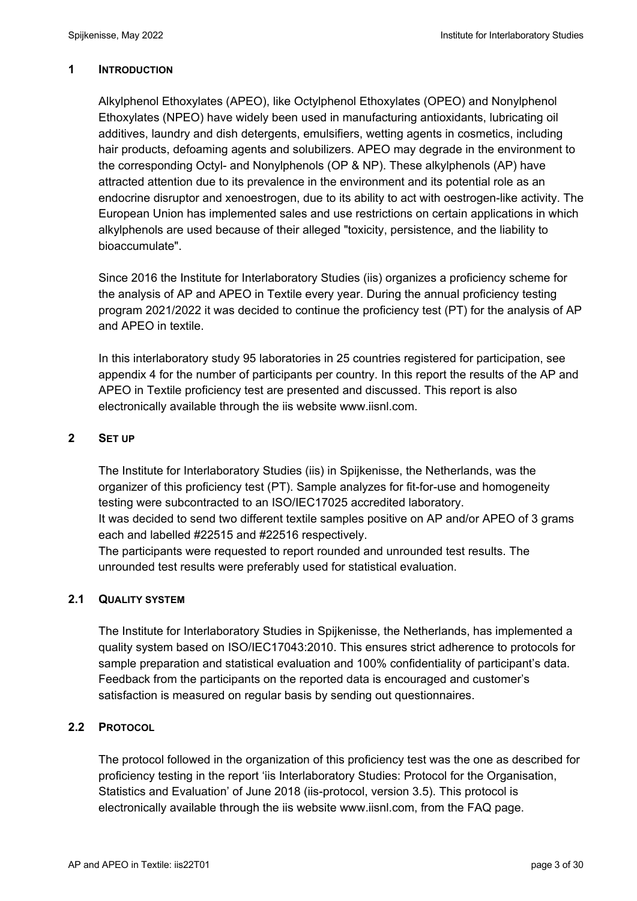## 1 Introduction

Alkylphenol Ethoxylates (APEO), like Octylphenol Ethoxylates (OPEO) and Nonylphenol Ethoxylates (NPEO) have widely been used in manufacturing antioxidants, lubricating oil additives, laundry and dish detergents, emulsifiers, wetting agents in cosmetics, including hair products, defoaming agents and solubilizers. APEO may degrade in the environment to the corresponding Octyl- and Nonylphenols (OP & NP). These alkylphenols (AP) have attracted attention due to its prevalence in the environment and its potential role as an endocrine disruptor and xenoestrogen, due to its ability to act with oestrogen-like activity. The European Union has implemented sales and use restrictions on certain applications in which alkylphenols are used because of their alleged "toxicity, persistence, and the liability to bioaccumulate".

Since 2016 the Institute for Interlaboratory Studies (iis) organizes a proficiency scheme for the analysis of AP and APEO in Textile every year. During the annual proficiency testing program 2021/2022 it was decided to continue the proficiency test (PT) for the analysis of AP and APEO in textile.

In this interlaboratory study 95 laboratories in 25 countries registered for participation, see appendix 4 for the number of participants per country. In this report the results of the AP and APEO in Textile proficiency test are presented and discussed. This report is also electronically available through the iis website www.iisnl.com.

## 2 Set up

The Institute for Interlaboratory Studies (iis) in Spijkenisse, the Netherlands, was the organizer of this proficiency test (PT). Sample analyzes for fit-for-use and homogeneity testing were subcontracted to an ISO/IEC17025 accredited laboratory.
It was decided to send two different textile samples positive on AP and/or APEO of 3 grams each and labelled #22515 and #22516 respectively.
The participants were requested to report rounded and unrounded test results. The unrounded test results were preferably used for statistical evaluation.

### 2.1 Quality system

The Institute for Interlaboratory Studies in Spijkenisse, the Netherlands, has implemented a quality system based on ISO/IEC17043:2010. This ensures strict adherence to protocols for sample preparation and statistical evaluation and 100% confidentiality of participant's data. Feedback from the participants on the reported data is encouraged and customer's satisfaction is measured on regular basis by sending out questionnaires.

### 2.2 Protocol

The protocol followed in the organization of this proficiency test was the one as described for proficiency testing in the report 'iis Interlaboratory Studies: Protocol for the Organisation, Statistics and Evaluation' of June 2018 (iis-protocol, version 3.5). This protocol is electronically available through the iis website www.iisnl.com, from the FAQ page.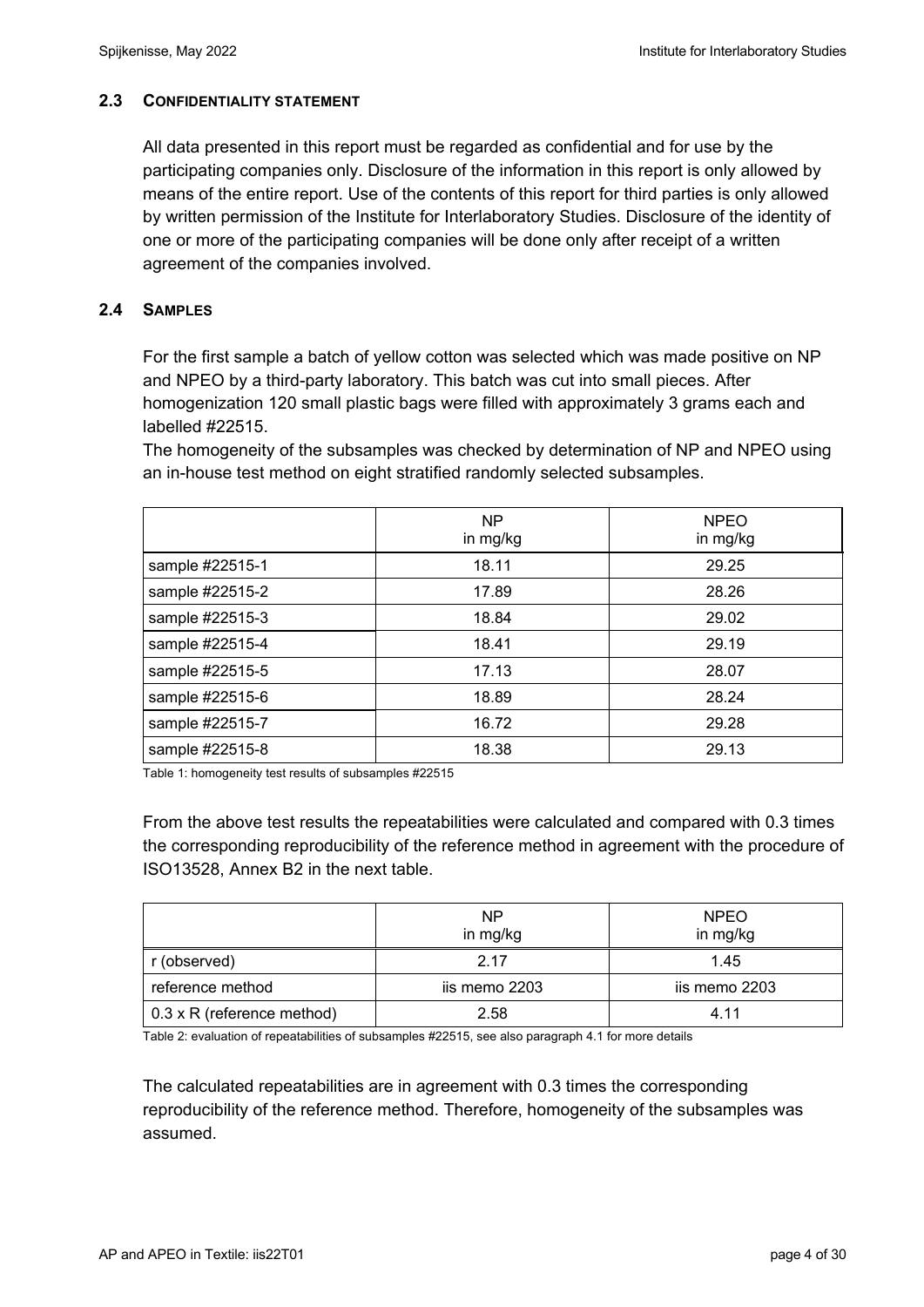### 2.3 CONFIDENTIALITY STATEMENT

All data presented in this report must be regarded as confidential and for use by the participating companies only. Disclosure of the information in this report is only allowed by means of the entire report. Use of the contents of this report for third parties is only allowed by written permission of the Institute for Interlaboratory Studies. Disclosure of the identity of one or more of the participating companies will be done only after receipt of a written agreement of the companies involved.

### 2.4 SAMPLES

For the first sample a batch of yellow cotton was selected which was made positive on NP and NPEO by a third-party laboratory. This batch was cut into small pieces. After homogenization 120 small plastic bags were filled with approximately 3 grams each and labelled #22515.

The homogeneity of the subsamples was checked by determination of NP and NPEO using an in-house test method on eight stratified randomly selected subsamples.

| | NP in mg/kg | NPEO in mg/kg |
|---|---|---|
| sample #22515-1 | 18.11 | 29.25 |
| sample #22515-2 | 17.89 | 28.26 |
| sample #22515-3 | 18.84 | 29.02 |
| sample #22515-4 | 18.41 | 29.19 |
| sample #22515-5 | 17.13 | 28.07 |
| sample #22515-6 | 18.89 | 28.24 |
| sample #22515-7 | 16.72 | 29.28 |
| sample #22515-8 | 18.38 | 29.13 |

Table 1: homogeneity test results of subsamples #22515

From the above test results the repeatabilities were calculated and compared with 0.3 times the corresponding reproducibility of the reference method in agreement with the procedure of ISO13528, Annex B2 in the next table.

| | NP in mg/kg | NPEO in mg/kg |
|---|---|---|
| r (observed) | 2.17 | 1.45 |
| reference method | iis memo 2203 | iis memo 2203 |
| 0.3 x R (reference method) | 2.58 | 4.11 |

Table 2: evaluation of repeatabilities of subsamples #22515, see also paragraph 4.1 for more details

The calculated repeatabilities are in agreement with 0.3 times the corresponding reproducibility of the reference method. Therefore, homogeneity of the subsamples was assumed.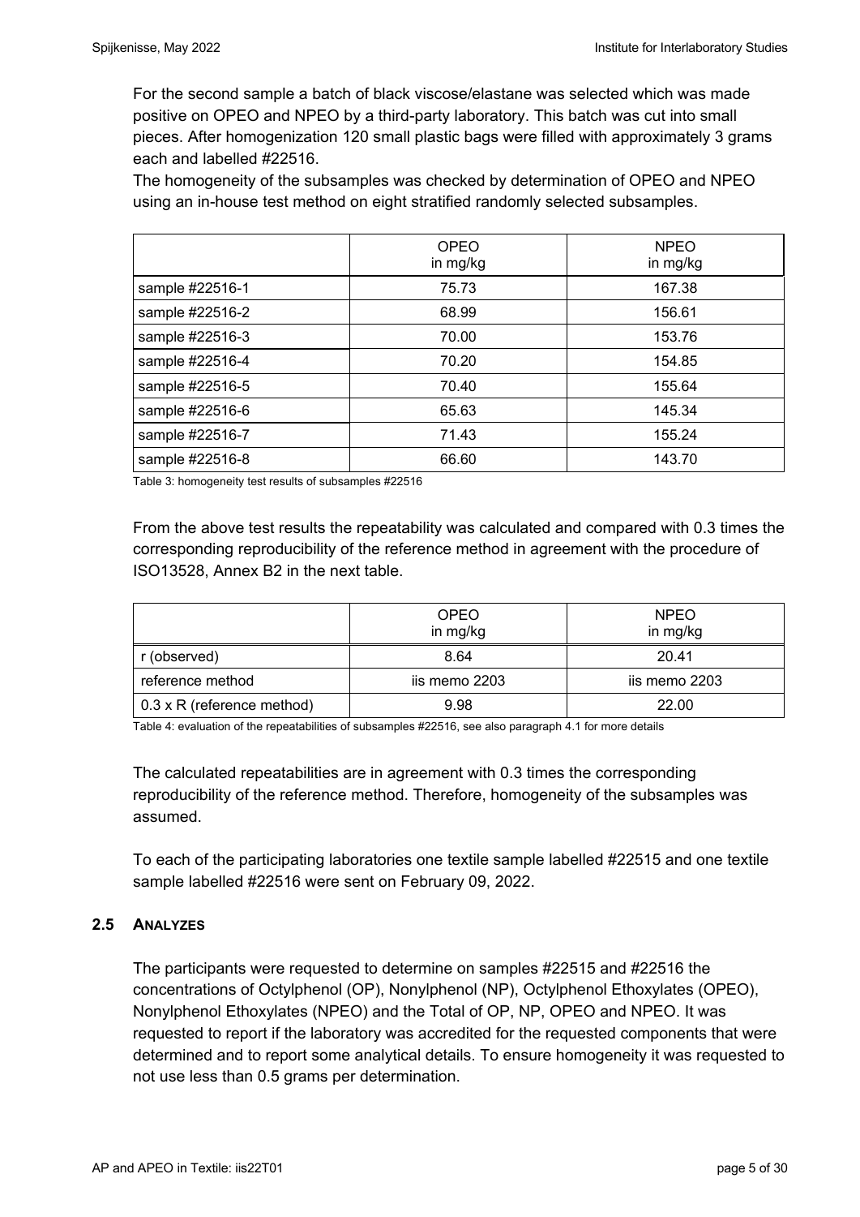For the second sample a batch of black viscose/elastane was selected which was made positive on OPEO and NPEO by a third-party laboratory. This batch was cut into small pieces. After homogenization 120 small plastic bags were filled with approximately 3 grams each and labelled #22516.
The homogeneity of the subsamples was checked by determination of OPEO and NPEO using an in-house test method on eight stratified randomly selected subsamples.

| | OPEO in mg/kg | NPEO in mg/kg |
|---|---|---|
| sample #22516-1 | 75.73 | 167.38 |
| sample #22516-2 | 68.99 | 156.61 |
| sample #22516-3 | 70.00 | 153.76 |
| sample #22516-4 | 70.20 | 154.85 |
| sample #22516-5 | 70.40 | 155.64 |
| sample #22516-6 | 65.63 | 145.34 |
| sample #22516-7 | 71.43 | 155.24 |
| sample #22516-8 | 66.60 | 143.70 |

Table 3: homogeneity test results of subsamples #22516

From the above test results the repeatability was calculated and compared with 0.3 times the corresponding reproducibility of the reference method in agreement with the procedure of ISO13528, Annex B2 in the next table.

| | OPEO in mg/kg | NPEO in mg/kg |
|---|---|---|
| r (observed) | 8.64 | 20.41 |
| reference method | iis memo 2203 | iis memo 2203 |
| 0.3 x R (reference method) | 9.98 | 22.00 |

Table 4: evaluation of the repeatabilities of subsamples #22516, see also paragraph 4.1 for more details

The calculated repeatabilities are in agreement with 0.3 times the corresponding reproducibility of the reference method. Therefore, homogeneity of the subsamples was assumed.

To each of the participating laboratories one textile sample labelled #22515 and one textile sample labelled #22516 were sent on February 09, 2022.

## 2.5 ANALYZES

The participants were requested to determine on samples #22515 and #22516 the concentrations of Octylphenol (OP), Nonylphenol (NP), Octylphenol Ethoxylates (OPEO), Nonylphenol Ethoxylates (NPEO) and the Total of OP, NP, OPEO and NPEO. It was requested to report if the laboratory was accredited for the requested components that were determined and to report some analytical details. To ensure homogeneity it was requested to not use less than 0.5 grams per determination.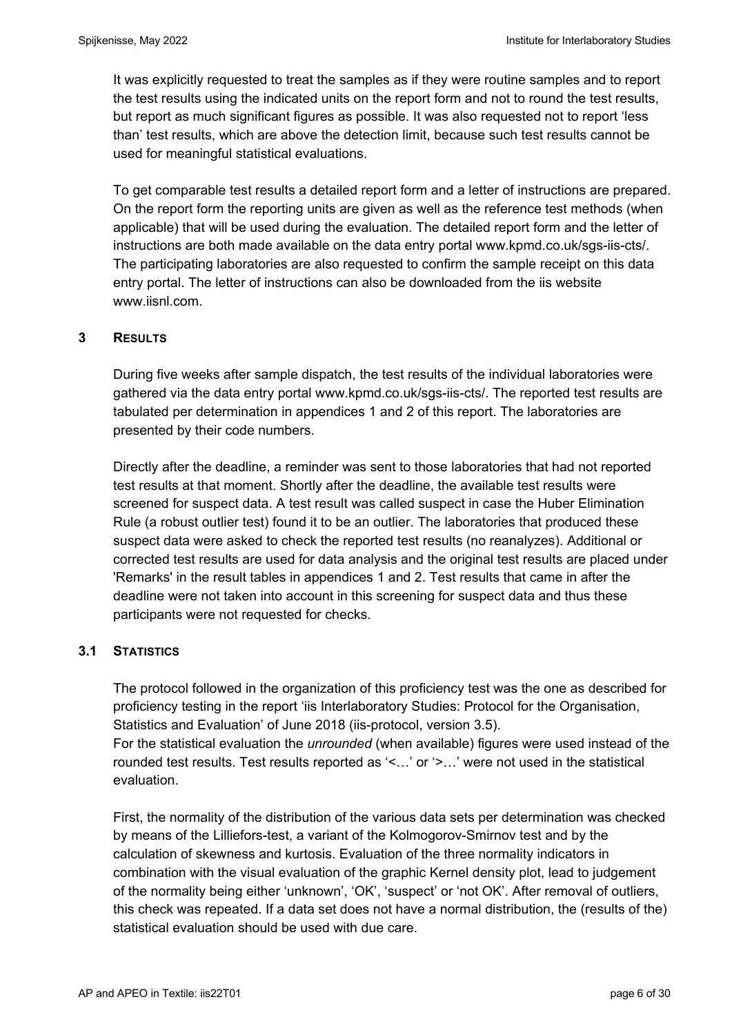It was explicitly requested to treat the samples as if they were routine samples and to report the test results using the indicated units on the report form and not to round the test results, but report as much significant figures as possible. It was also requested not to report 'less than' test results, which are above the detection limit, because such test results cannot be used for meaningful statistical evaluations.

To get comparable test results a detailed report form and a letter of instructions are prepared. On the report form the reporting units are given as well as the reference test methods (when applicable) that will be used during the evaluation. The detailed report form and the letter of instructions are both made available on the data entry portal www.kpmd.co.uk/sgs-iis-cts/. The participating laboratories are also requested to confirm the sample receipt on this data entry portal. The letter of instructions can also be downloaded from the iis website www.iisnl.com.

## 3 RESULTS

During five weeks after sample dispatch, the test results of the individual laboratories were gathered via the data entry portal www.kpmd.co.uk/sgs-iis-cts/. The reported test results are tabulated per determination in appendices 1 and 2 of this report. The laboratories are presented by their code numbers.

Directly after the deadline, a reminder was sent to those laboratories that had not reported test results at that moment. Shortly after the deadline, the available test results were screened for suspect data. A test result was called suspect in case the Huber Elimination Rule (a robust outlier test) found it to be an outlier. The laboratories that produced these suspect data were asked to check the reported test results (no reanalyzes). Additional or corrected test results are used for data analysis and the original test results are placed under 'Remarks' in the result tables in appendices 1 and 2. Test results that came in after the deadline were not taken into account in this screening for suspect data and thus these participants were not requested for checks.

### 3.1 STATISTICS

The protocol followed in the organization of this proficiency test was the one as described for proficiency testing in the report 'iis Interlaboratory Studies: Protocol for the Organisation, Statistics and Evaluation' of June 2018 (iis-protocol, version 3.5).
For the statistical evaluation the *unrounded* (when available) figures were used instead of the rounded test results. Test results reported as '<…' or '>…' were not used in the statistical evaluation.

First, the normality of the distribution of the various data sets per determination was checked by means of the Lilliefors-test, a variant of the Kolmogorov-Smirnov test and by the calculation of skewness and kurtosis. Evaluation of the three normality indicators in combination with the visual evaluation of the graphic Kernel density plot, lead to judgement of the normality being either 'unknown', 'OK', 'suspect' or 'not OK'. After removal of outliers, this check was repeated. If a data set does not have a normal distribution, the (results of the) statistical evaluation should be used with due care.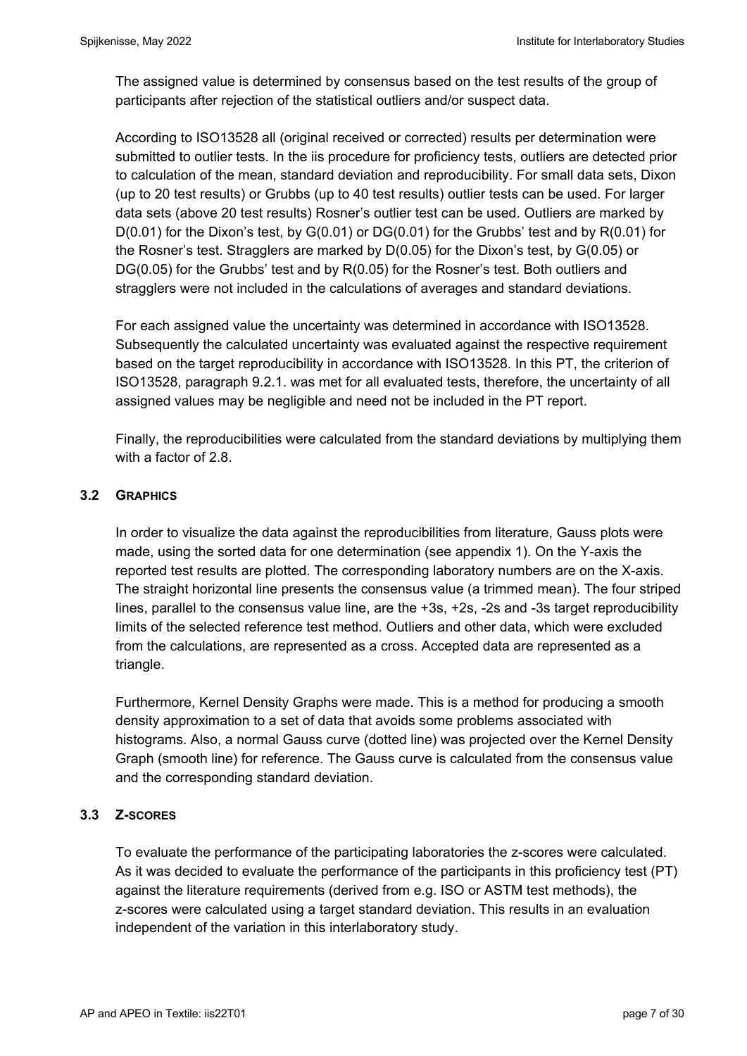The assigned value is determined by consensus based on the test results of the group of participants after rejection of the statistical outliers and/or suspect data.

According to ISO13528 all (original received or corrected) results per determination were submitted to outlier tests. In the iis procedure for proficiency tests, outliers are detected prior to calculation of the mean, standard deviation and reproducibility. For small data sets, Dixon (up to 20 test results) or Grubbs (up to 40 test results) outlier tests can be used. For larger data sets (above 20 test results) Rosner's outlier test can be used. Outliers are marked by D(0.01) for the Dixon's test, by G(0.01) or DG(0.01) for the Grubbs' test and by R(0.01) for the Rosner's test. Stragglers are marked by D(0.05) for the Dixon's test, by G(0.05) or DG(0.05) for the Grubbs' test and by R(0.05) for the Rosner's test. Both outliers and stragglers were not included in the calculations of averages and standard deviations.

For each assigned value the uncertainty was determined in accordance with ISO13528. Subsequently the calculated uncertainty was evaluated against the respective requirement based on the target reproducibility in accordance with ISO13528. In this PT, the criterion of ISO13528, paragraph 9.2.1. was met for all evaluated tests, therefore, the uncertainty of all assigned values may be negligible and need not be included in the PT report.

Finally, the reproducibilities were calculated from the standard deviations by multiplying them with a factor of 2.8.

### 3.2 GRAPHICS

In order to visualize the data against the reproducibilities from literature, Gauss plots were made, using the sorted data for one determination (see appendix 1). On the Y-axis the reported test results are plotted. The corresponding laboratory numbers are on the X-axis. The straight horizontal line presents the consensus value (a trimmed mean). The four striped lines, parallel to the consensus value line, are the +3s, +2s, -2s and -3s target reproducibility limits of the selected reference test method. Outliers and other data, which were excluded from the calculations, are represented as a cross. Accepted data are represented as a triangle.

Furthermore, Kernel Density Graphs were made. This is a method for producing a smooth density approximation to a set of data that avoids some problems associated with histograms. Also, a normal Gauss curve (dotted line) was projected over the Kernel Density Graph (smooth line) for reference. The Gauss curve is calculated from the consensus value and the corresponding standard deviation.

### 3.3 Z-SCORES

To evaluate the performance of the participating laboratories the z-scores were calculated. As it was decided to evaluate the performance of the participants in this proficiency test (PT) against the literature requirements (derived from e.g. ISO or ASTM test methods), the z-scores were calculated using a target standard deviation. This results in an evaluation independent of the variation in this interlaboratory study.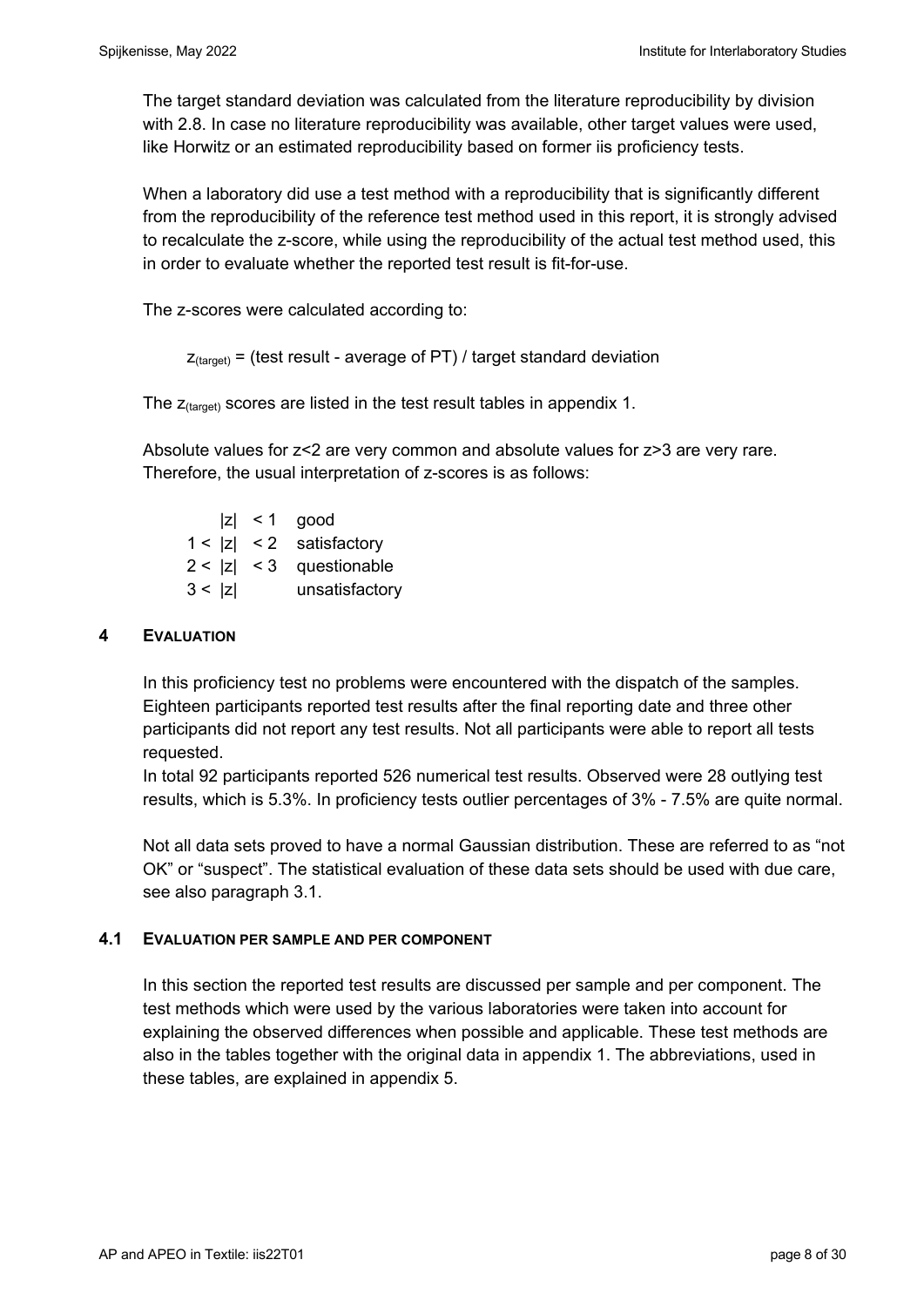The target standard deviation was calculated from the literature reproducibility by division with 2.8. In case no literature reproducibility was available, other target values were used, like Horwitz or an estimated reproducibility based on former iis proficiency tests.

When a laboratory did use a test method with a reproducibility that is significantly different from the reproducibility of the reference test method used in this report, it is strongly advised to recalculate the z-score, while using the reproducibility of the actual test method used, this in order to evaluate whether the reported test result is fit-for-use.

The z-scores were calculated according to:

$$z_{(target)} = \text{(test result - average of PT) / target standard deviation}$$

The $z_{(target)}$ scores are listed in the test result tables in appendix 1.

Absolute values for z<2 are very common and absolute values for z>3 are very rare. Therefore, the usual interpretation of z-scores is as follows:

| | | |
|---|---|---|
| | \|z\| < 1 | good |
| 1 < | \|z\| < 2 | satisfactory |
| 2 < | \|z\| < 3 | questionable |
| 3 < | \|z\| | unsatisfactory |

## 4 EVALUATION

In this proficiency test no problems were encountered with the dispatch of the samples. Eighteen participants reported test results after the final reporting date and three other participants did not report any test results. Not all participants were able to report all tests requested.
In total 92 participants reported 526 numerical test results. Observed were 28 outlying test results, which is 5.3%. In proficiency tests outlier percentages of 3% - 7.5% are quite normal.

Not all data sets proved to have a normal Gaussian distribution. These are referred to as "not OK" or "suspect". The statistical evaluation of these data sets should be used with due care, see also paragraph 3.1.

### 4.1 EVALUATION PER SAMPLE AND PER COMPONENT

In this section the reported test results are discussed per sample and per component. The test methods which were used by the various laboratories were taken into account for explaining the observed differences when possible and applicable. These test methods are also in the tables together with the original data in appendix 1. The abbreviations, used in these tables, are explained in appendix 5.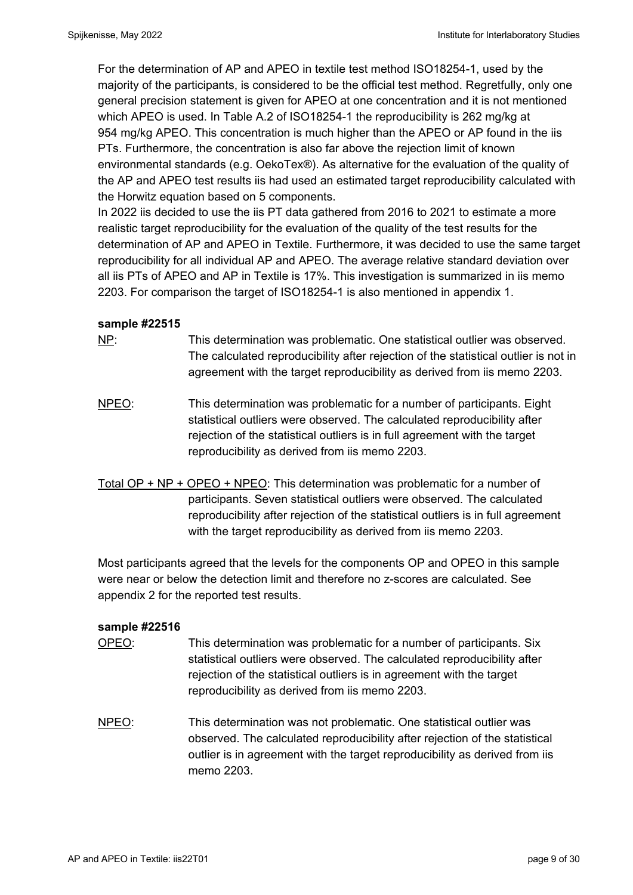For the determination of AP and APEO in textile test method ISO18254-1, used by the majority of the participants, is considered to be the official test method. Regretfully, only one general precision statement is given for APEO at one concentration and it is not mentioned which APEO is used. In Table A.2 of ISO18254-1 the reproducibility is 262 mg/kg at 954 mg/kg APEO. This concentration is much higher than the APEO or AP found in the iis PTs. Furthermore, the concentration is also far above the rejection limit of known environmental standards (e.g. OekoTex®). As alternative for the evaluation of the quality of the AP and APEO test results iis had used an estimated target reproducibility calculated with the Horwitz equation based on 5 components.

In 2022 iis decided to use the iis PT data gathered from 2016 to 2021 to estimate a more realistic target reproducibility for the evaluation of the quality of the test results for the determination of AP and APEO in Textile. Furthermore, it was decided to use the same target reproducibility for all individual AP and APEO. The average relative standard deviation over all iis PTs of APEO and AP in Textile is 17%. This investigation is summarized in iis memo 2203. For comparison the target of ISO18254-1 is also mentioned in appendix 1.

**sample #22515**

NP: This determination was problematic. One statistical outlier was observed. The calculated reproducibility after rejection of the statistical outlier is not in agreement with the target reproducibility as derived from iis memo 2203.

NPEO: This determination was problematic for a number of participants. Eight statistical outliers were observed. The calculated reproducibility after rejection of the statistical outliers is in full agreement with the target reproducibility as derived from iis memo 2203.

Total OP + NP + OPEO + NPEO: This determination was problematic for a number of participants. Seven statistical outliers were observed. The calculated reproducibility after rejection of the statistical outliers is in full agreement with the target reproducibility as derived from iis memo 2203.

Most participants agreed that the levels for the components OP and OPEO in this sample were near or below the detection limit and therefore no z-scores are calculated. See appendix 2 for the reported test results.

**sample #22516**

OPEO: This determination was problematic for a number of participants. Six statistical outliers were observed. The calculated reproducibility after rejection of the statistical outliers is in agreement with the target reproducibility as derived from iis memo 2203.

NPEO: This determination was not problematic. One statistical outlier was observed. The calculated reproducibility after rejection of the statistical outlier is in agreement with the target reproducibility as derived from iis memo 2203.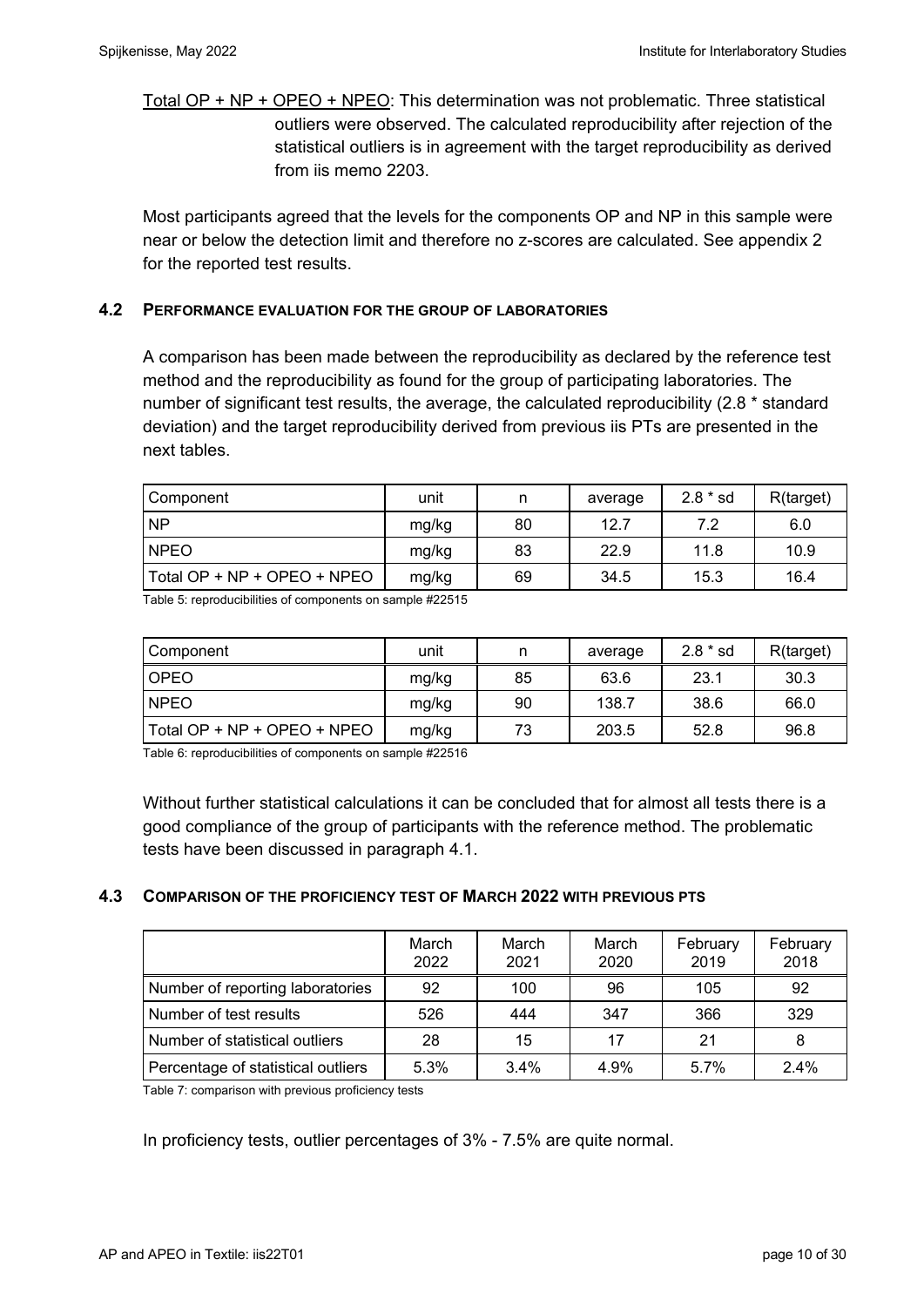Total OP + NP + OPEO + NPEO: This determination was not problematic. Three statistical outliers were observed. The calculated reproducibility after rejection of the statistical outliers is in agreement with the target reproducibility as derived from iis memo 2203.

Most participants agreed that the levels for the components OP and NP in this sample were near or below the detection limit and therefore no z-scores are calculated. See appendix 2 for the reported test results.

### 4.2 PERFORMANCE EVALUATION FOR THE GROUP OF LABORATORIES

A comparison has been made between the reproducibility as declared by the reference test method and the reproducibility as found for the group of participating laboratories. The number of significant test results, the average, the calculated reproducibility (2.8 * standard deviation) and the target reproducibility derived from previous iis PTs are presented in the next tables.

| Component | unit | n | average | 2.8 * sd | R(target) |
|---|---|---|---|---|---|
| NP | mg/kg | 80 | 12.7 | 7.2 | 6.0 |
| NPEO | mg/kg | 83 | 22.9 | 11.8 | 10.9 |
| Total OP + NP + OPEO + NPEO | mg/kg | 69 | 34.5 | 15.3 | 16.4 |

Table 5: reproducibilities of components on sample #22515

| Component | unit | n | average | 2.8 * sd | R(target) |
|---|---|---|---|---|---|
| OPEO | mg/kg | 85 | 63.6 | 23.1 | 30.3 |
| NPEO | mg/kg | 90 | 138.7 | 38.6 | 66.0 |
| Total OP + NP + OPEO + NPEO | mg/kg | 73 | 203.5 | 52.8 | 96.8 |

Table 6: reproducibilities of components on sample #22516

Without further statistical calculations it can be concluded that for almost all tests there is a good compliance of the group of participants with the reference method. The problematic tests have been discussed in paragraph 4.1.

### 4.3 COMPARISON OF THE PROFICIENCY TEST OF MARCH 2022 WITH PREVIOUS PTS

| | March 2022 | March 2021 | March 2020 | February 2019 | February 2018 |
|---|---|---|---|---|---|
| Number of reporting laboratories | 92 | 100 | 96 | 105 | 92 |
| Number of test results | 526 | 444 | 347 | 366 | 329 |
| Number of statistical outliers | 28 | 15 | 17 | 21 | 8 |
| Percentage of statistical outliers | 5.3% | 3.4% | 4.9% | 5.7% | 2.4% |

Table 7: comparison with previous proficiency tests

In proficiency tests, outlier percentages of 3% - 7.5% are quite normal.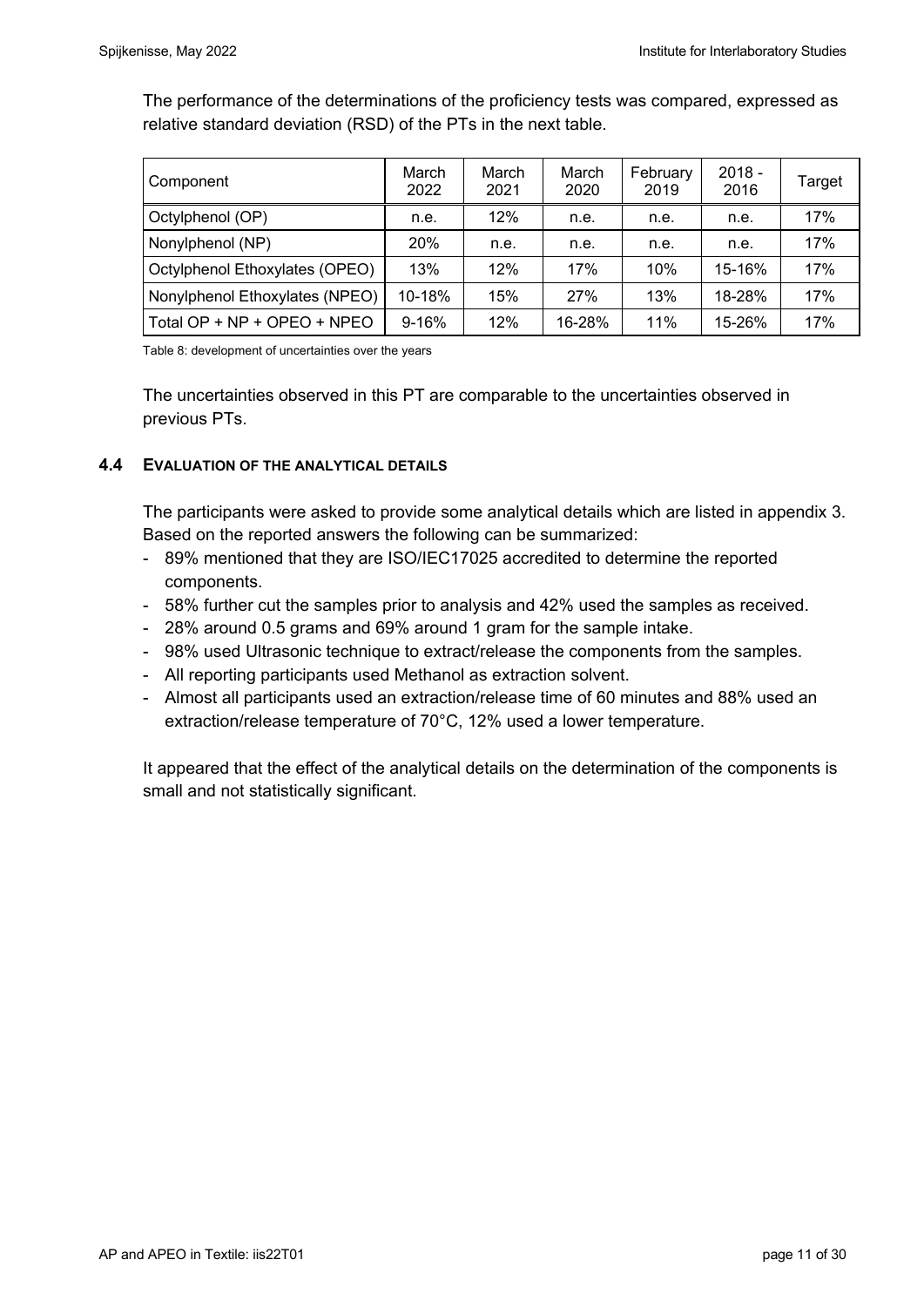The performance of the determinations of the proficiency tests was compared, expressed as relative standard deviation (RSD) of the PTs in the next table.

| Component | March 2022 | March 2021 | March 2020 | February 2019 | 2018 - 2016 | Target |
|---|---|---|---|---|---|---|
| Octylphenol (OP) | n.e. | 12% | n.e. | n.e. | n.e. | 17% |
| Nonylphenol (NP) | 20% | n.e. | n.e. | n.e. | n.e. | 17% |
| Octylphenol Ethoxylates (OPEO) | 13% | 12% | 17% | 10% | 15-16% | 17% |
| Nonylphenol Ethoxylates (NPEO) | 10-18% | 15% | 27% | 13% | 18-28% | 17% |
| Total OP + NP + OPEO + NPEO | 9-16% | 12% | 16-28% | 11% | 15-26% | 17% |

Table 8: development of uncertainties over the years

The uncertainties observed in this PT are comparable to the uncertainties observed in previous PTs.

### 4.4 EVALUATION OF THE ANALYTICAL DETAILS

The participants were asked to provide some analytical details which are listed in appendix 3. Based on the reported answers the following can be summarized:

- 89% mentioned that they are ISO/IEC17025 accredited to determine the reported components.
- 58% further cut the samples prior to analysis and 42% used the samples as received.
- 28% around 0.5 grams and 69% around 1 gram for the sample intake.
- 98% used Ultrasonic technique to extract/release the components from the samples.
- All reporting participants used Methanol as extraction solvent.
- Almost all participants used an extraction/release time of 60 minutes and 88% used an extraction/release temperature of 70°C, 12% used a lower temperature.

It appeared that the effect of the analytical details on the determination of the components is small and not statistically significant.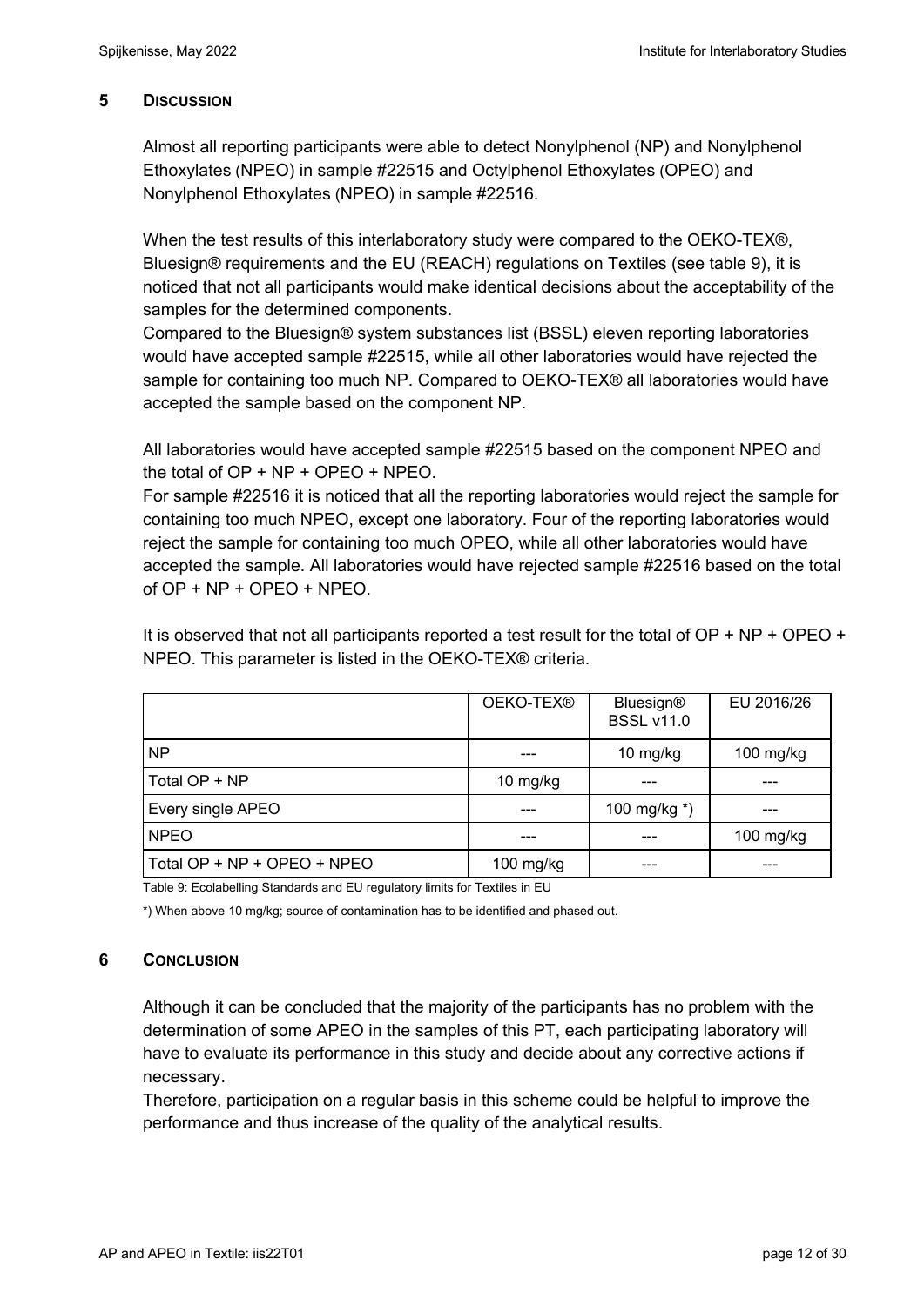## 5 Discussion

Almost all reporting participants were able to detect Nonylphenol (NP) and Nonylphenol Ethoxylates (NPEO) in sample #22515 and Octylphenol Ethoxylates (OPEO) and Nonylphenol Ethoxylates (NPEO) in sample #22516.

When the test results of this interlaboratory study were compared to the OEKO-TEX®, Bluesign® requirements and the EU (REACH) regulations on Textiles (see table 9), it is noticed that not all participants would make identical decisions about the acceptability of the samples for the determined components.
Compared to the Bluesign® system substances list (BSSL) eleven reporting laboratories would have accepted sample #22515, while all other laboratories would have rejected the sample for containing too much NP. Compared to OEKO-TEX® all laboratories would have accepted the sample based on the component NP.

All laboratories would have accepted sample #22515 based on the component NPEO and the total of OP + NP + OPEO + NPEO.
For sample #22516 it is noticed that all the reporting laboratories would reject the sample for containing too much NPEO, except one laboratory. Four of the reporting laboratories would reject the sample for containing too much OPEO, while all other laboratories would have accepted the sample. All laboratories would have rejected sample #22516 based on the total of OP + NP + OPEO + NPEO.

It is observed that not all participants reported a test result for the total of OP + NP + OPEO + NPEO. This parameter is listed in the OEKO-TEX® criteria.

| | OEKO-TEX® | Bluesign® BSSL v11.0 | EU 2016/26 |
|---|---|---|---|
| NP | --- | 10 mg/kg | 100 mg/kg |
| Total OP + NP | 10 mg/kg | --- | --- |
| Every single APEO | --- | 100 mg/kg *) | --- |
| NPEO | --- | --- | 100 mg/kg |
| Total OP + NP + OPEO + NPEO | 100 mg/kg | --- | --- |

Table 9: Ecolabelling Standards and EU regulatory limits for Textiles in EU

*) When above 10 mg/kg; source of contamination has to be identified and phased out.

## 6 Conclusion

Although it can be concluded that the majority of the participants has no problem with the determination of some APEO in the samples of this PT, each participating laboratory will have to evaluate its performance in this study and decide about any corrective actions if necessary.
Therefore, participation on a regular basis in this scheme could be helpful to improve the performance and thus increase of the quality of the analytical results.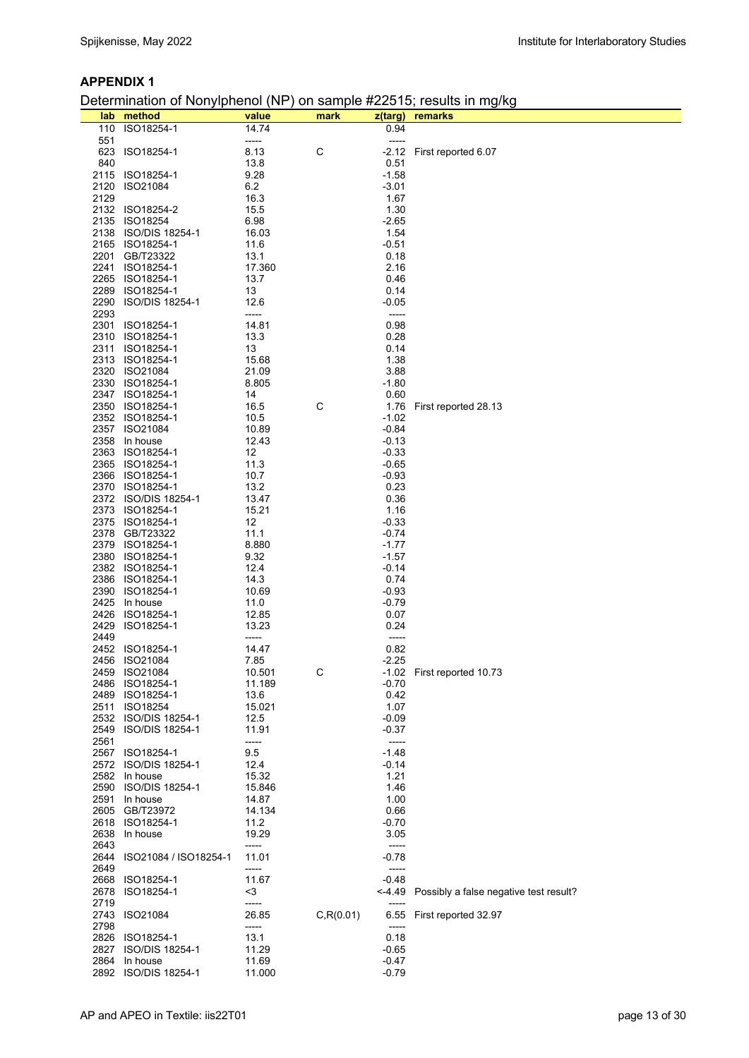## APPENDIX 1

Determination of Nonylphenol (NP) on sample #22515; results in mg/kg

| lab | method | value | mark | z(targ) | remarks |
|---|---|---|---|---|---|
| 110 | ISO18254-1 | 14.74 | | 0.94 | |
| 551 | | ----- | | ----- | |
| 623 | ISO18254-1 | 8.13 | C | -2.12 | First reported 6.07 |
| 840 | | 13.8 | | 0.51 | |
| 2115 | ISO18254-1 | 9.28 | | -1.58 | |
| 2120 | ISO21084 | 6.2 | | -3.01 | |
| 2129 | | 16.3 | | 1.67 | |
| 2132 | ISO18254-2 | 15.5 | | 1.30 | |
| 2135 | ISO18254 | 6.98 | | -2.65 | |
| 2138 | ISO/DIS 18254-1 | 16.03 | | 1.54 | |
| 2165 | ISO18254-1 | 11.6 | | -0.51 | |
| 2201 | GB/T23322 | 13.1 | | 0.18 | |
| 2241 | ISO18254-1 | 17.360 | | 2.16 | |
| 2265 | ISO18254-1 | 13.7 | | 0.46 | |
| 2289 | ISO18254-1 | 13 | | 0.14 | |
| 2290 | ISO/DIS 18254-1 | 12.6 | | -0.05 | |
| 2293 | | ----- | | ----- | |
| 2301 | ISO18254-1 | 14.81 | | 0.98 | |
| 2310 | ISO18254-1 | 13.3 | | 0.28 | |
| 2311 | ISO18254-1 | 13 | | 0.14 | |
| 2313 | ISO18254-1 | 15.68 | | 1.38 | |
| 2320 | ISO21084 | 21.09 | | 3.88 | |
| 2330 | ISO18254-1 | 8.805 | | -1.80 | |
| 2347 | ISO18254-1 | 14 | | 0.60 | |
| 2350 | ISO18254-1 | 16.5 | C | 1.76 | First reported 28.13 |
| 2352 | ISO18254-1 | 10.5 | | -1.02 | |
| 2357 | ISO21084 | 10.89 | | -0.84 | |
| 2358 | In house | 12.43 | | -0.13 | |
| 2363 | ISO18254-1 | 12 | | -0.33 | |
| 2365 | ISO18254-1 | 11.3 | | -0.65 | |
| 2366 | ISO18254-1 | 10.7 | | -0.93 | |
| 2370 | ISO18254-1 | 13.2 | | 0.23 | |
| 2372 | ISO/DIS 18254-1 | 13.47 | | 0.36 | |
| 2373 | ISO18254-1 | 15.21 | | 1.16 | |
| 2375 | ISO18254-1 | 12 | | -0.33 | |
| 2378 | GB/T23322 | 11.1 | | -0.74 | |
| 2379 | ISO18254-1 | 8.880 | | -1.77 | |
| 2380 | ISO18254-1 | 9.32 | | -1.57 | |
| 2382 | ISO18254-1 | 12.4 | | -0.14 | |
| 2386 | ISO18254-1 | 14.3 | | 0.74 | |
| 2390 | ISO18254-1 | 10.69 | | -0.93 | |
| 2425 | In house | 11.0 | | -0.79 | |
| 2426 | ISO18254-1 | 12.85 | | 0.07 | |
| 2429 | ISO18254-1 | 13.23 | | 0.24 | |
| 2449 | | ----- | | ----- | |
| 2452 | ISO18254-1 | 14.47 | | 0.82 | |
| 2456 | ISO21084 | 7.85 | | -2.25 | |
| 2459 | ISO21084 | 10.501 | C | -1.02 | First reported 10.73 |
| 2486 | ISO18254-1 | 11.189 | | -0.70 | |
| 2489 | ISO18254-1 | 13.6 | | 0.42 | |
| 2511 | ISO18254 | 15.021 | | 1.07 | |
| 2532 | ISO/DIS 18254-1 | 12.5 | | -0.09 | |
| 2549 | ISO/DIS 18254-1 | 11.91 | | -0.37 | |
| 2561 | | ----- | | ----- | |
| 2567 | ISO18254-1 | 9.5 | | -1.48 | |
| 2572 | ISO/DIS 18254-1 | 12.4 | | -0.14 | |
| 2582 | In house | 15.32 | | 1.21 | |
| 2590 | ISO/DIS 18254-1 | 15.846 | | 1.46 | |
| 2591 | In house | 14.87 | | 1.00 | |
| 2605 | GB/T23972 | 14.134 | | 0.66 | |
| 2618 | ISO18254-1 | 11.2 | | -0.70 | |
| 2638 | In house | 19.29 | | 3.05 | |
| 2643 | | ----- | | ----- | |
| 2644 | ISO21084 / ISO18254-1 | 11.01 | | -0.78 | |
| 2649 | | ----- | | ----- | |
| 2668 | ISO18254-1 | 11.67 | | -0.48 | |
| 2678 | ISO18254-1 | <3 | | <-4.49 | Possibly a false negative test result? |
| 2719 | | ----- | | ----- | |
| 2743 | ISO21084 | 26.85 | C,R(0.01) | 6.55 | First reported 32.97 |
| 2798 | | ----- | | ----- | |
| 2826 | ISO18254-1 | 13.1 | | 0.18 | |
| 2827 | ISO/DIS 18254-1 | 11.29 | | -0.65 | |
| 2864 | In house | 11.69 | | -0.47 | |
| 2892 | ISO/DIS 18254-1 | 11.000 | | -0.79 | |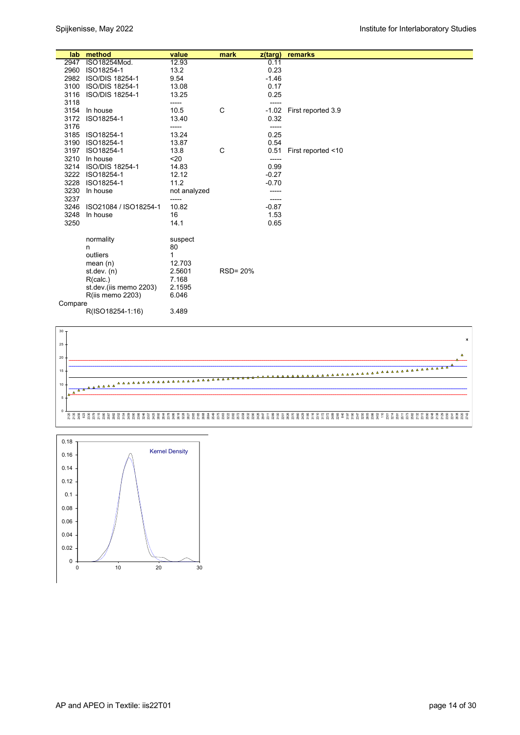| lab | method | value | mark | z(targ) | remarks |
|---|---|---|---|---|---|
| 2947 | ISO18254Mod. | 12.93 | | 0.11 | |
| 2960 | ISO18254-1 | 13.2 | | 0.23 | |
| 2982 | ISO/DIS 18254-1 | 9.54 | | -1.46 | |
| 3100 | ISO/DIS 18254-1 | 13.08 | | 0.17 | |
| 3116 | ISO/DIS 18254-1 | 13.25 | | 0.25 | |
| 3118 | | ----- | | ----- | |
| 3154 | In house | 10.5 | C | -1.02 | First reported 3.9 |
| 3172 | ISO18254-1 | 13.40 | | 0.32 | |
| 3176 | | ----- | | ----- | |
| 3185 | ISO18254-1 | 13.24 | | 0.25 | |
| 3190 | ISO18254-1 | 13.87 | | 0.54 | |
| 3197 | ISO18254-1 | 13.8 | C | 0.51 | First reported <10 |
| 3210 | In house | <20 | | ----- | |
| 3214 | ISO/DIS 18254-1 | 14.83 | | 0.99 | |
| 3222 | ISO18254-1 | 12.12 | | -0.27 | |
| 3228 | ISO18254-1 | 11.2 | | -0.70 | |
| 3230 | In house | not analyzed | | ----- | |
| 3237 | | ----- | | ----- | |
| 3246 | ISO21084 / ISO18254-1 | 10.82 | | -0.87 | |
| 3248 | In house | 16 | | 1.53 | |
| 3250 | | 14.1 | | 0.65 | |
| | normality | suspect | | | |
| | n | 80 | | | |
| | outliers | 1 | | | |
| | mean (n) | 12.703 | | | |
| | st.dev. (n) | 2.5601 | RSD= 20% | | |
| | R(calc.) | 7.168 | | | |
| | st.dev.(iis memo 2203) | 2.1595 | | | |
| | R(iis memo 2203) | 6.046 | | | |
| Compare | | | | | |
| | R(ISO18254-1:16) | 3.489 | | | |

Kernel Density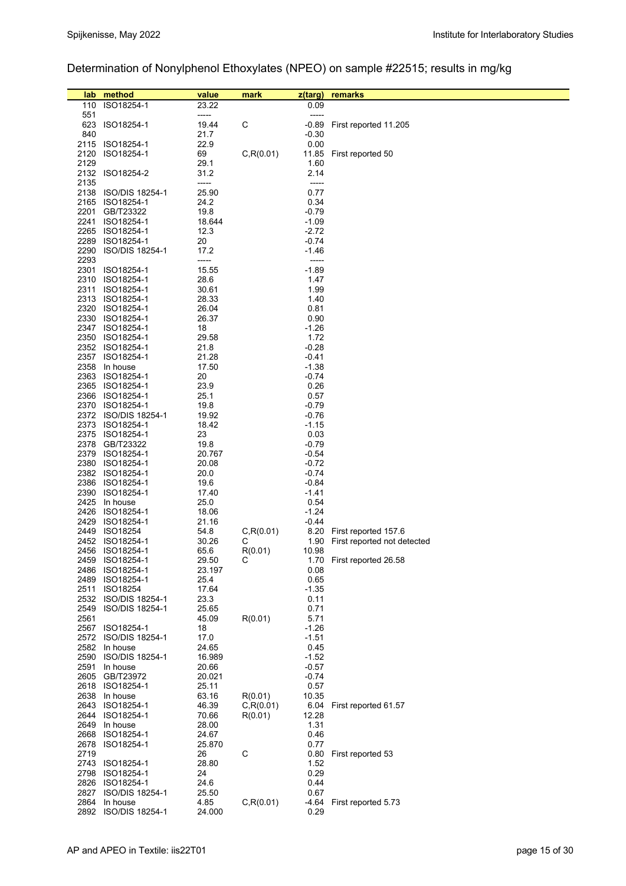Determination of Nonylphenol Ethoxylates (NPEO) on sample #22515; results in mg/kg

| lab | method | value | mark | z(targ) | remarks |
|---|---|---|---|---|---|
| 110 | ISO18254-1 | 23.22 | | 0.09 | |
| 551 | | ----- | | ----- | |
| 623 | ISO18254-1 | 19.44 | C | -0.89 | First reported 11.205 |
| 840 | | 21.7 | | -0.30 | |
| 2115 | ISO18254-1 | 22.9 | | 0.00 | |
| 2120 | ISO18254-1 | 69 | C,R(0.01) | 11.85 | First reported 50 |
| 2129 | | 29.1 | | 1.60 | |
| 2132 | ISO18254-2 | 31.2 | | 2.14 | |
| 2135 | | ----- | | ----- | |
| 2138 | ISO/DIS 18254-1 | 25.90 | | 0.77 | |
| 2165 | ISO18254-1 | 24.2 | | 0.34 | |
| 2201 | GB/T23322 | 19.8 | | -0.79 | |
| 2241 | ISO18254-1 | 18.644 | | -1.09 | |
| 2265 | ISO18254-1 | 12.3 | | -2.72 | |
| 2289 | ISO18254-1 | 20 | | -0.74 | |
| 2290 | ISO/DIS 18254-1 | 17.2 | | -1.46 | |
| 2293 | | ----- | | ----- | |
| 2301 | ISO18254-1 | 15.55 | | -1.89 | |
| 2310 | ISO18254-1 | 28.6 | | 1.47 | |
| 2311 | ISO18254-1 | 30.61 | | 1.99 | |
| 2313 | ISO18254-1 | 28.33 | | 1.40 | |
| 2320 | ISO18254-1 | 26.04 | | 0.81 | |
| 2330 | ISO18254-1 | 26.37 | | 0.90 | |
| 2347 | ISO18254-1 | 18 | | -1.26 | |
| 2350 | ISO18254-1 | 29.58 | | 1.72 | |
| 2352 | ISO18254-1 | 21.8 | | -0.28 | |
| 2357 | ISO18254-1 | 21.28 | | -0.41 | |
| 2358 | In house | 17.50 | | -1.38 | |
| 2363 | ISO18254-1 | 20 | | -0.74 | |
| 2365 | ISO18254-1 | 23.9 | | 0.26 | |
| 2366 | ISO18254-1 | 25.1 | | 0.57 | |
| 2370 | ISO18254-1 | 19.8 | | -0.79 | |
| 2372 | ISO/DIS 18254-1 | 19.92 | | -0.76 | |
| 2373 | ISO18254-1 | 18.42 | | -1.15 | |
| 2375 | ISO18254-1 | 23 | | 0.03 | |
| 2378 | GB/T23322 | 19.8 | | -0.79 | |
| 2379 | ISO18254-1 | 20.767 | | -0.54 | |
| 2380 | ISO18254-1 | 20.08 | | -0.72 | |
| 2382 | ISO18254-1 | 20.0 | | -0.74 | |
| 2386 | ISO18254-1 | 19.6 | | -0.84 | |
| 2390 | ISO18254-1 | 17.40 | | -1.41 | |
| 2425 | In house | 25.0 | | 0.54 | |
| 2426 | ISO18254-1 | 18.06 | | -1.24 | |
| 2429 | ISO18254-1 | 21.16 | | -0.44 | |
| 2449 | ISO18254 | 54.8 | C,R(0.01) | 8.20 | First reported 157.6 |
| 2452 | ISO18254-1 | 30.26 | C | 1.90 | First reported not detected |
| 2456 | ISO18254-1 | 65.6 | R(0.01) | 10.98 | |
| 2459 | ISO18254-1 | 29.50 | C | 1.70 | First reported 26.58 |
| 2486 | ISO18254-1 | 23.197 | | 0.08 | |
| 2489 | ISO18254-1 | 25.4 | | 0.65 | |
| 2511 | ISO18254 | 17.64 | | -1.35 | |
| 2532 | ISO/DIS 18254-1 | 23.3 | | 0.11 | |
| 2549 | ISO/DIS 18254-1 | 25.65 | | 0.71 | |
| 2561 | | 45.09 | R(0.01) | 5.71 | |
| 2567 | ISO18254-1 | 18 | | -1.26 | |
| 2572 | ISO/DIS 18254-1 | 17.0 | | -1.51 | |
| 2582 | In house | 24.65 | | 0.45 | |
| 2590 | ISO/DIS 18254-1 | 16.989 | | -1.52 | |
| 2591 | In house | 20.66 | | -0.57 | |
| 2605 | GB/T23972 | 20.021 | | -0.74 | |
| 2618 | ISO18254-1 | 25.11 | | 0.57 | |
| 2638 | In house | 63.16 | R(0.01) | 10.35 | |
| 2643 | ISO18254-1 | 46.39 | C,R(0.01) | 6.04 | First reported 61.57 |
| 2644 | ISO18254-1 | 70.66 | R(0.01) | 12.28 | |
| 2649 | In house | 28.00 | | 1.31 | |
| 2668 | ISO18254-1 | 24.67 | | 0.46 | |
| 2678 | ISO18254-1 | 25.870 | | 0.77 | |
| 2719 | | 26 | C | 0.80 | First reported 53 |
| 2743 | ISO18254-1 | 28.80 | | 1.52 | |
| 2798 | ISO18254-1 | 24 | | 0.29 | |
| 2826 | ISO18254-1 | 24.6 | | 0.44 | |
| 2827 | ISO/DIS 18254-1 | 25.50 | | 0.67 | |
| 2864 | In house | 4.85 | C,R(0.01) | -4.64 | First reported 5.73 |
| 2892 | ISO/DIS 18254-1 | 24.000 | | 0.29 | |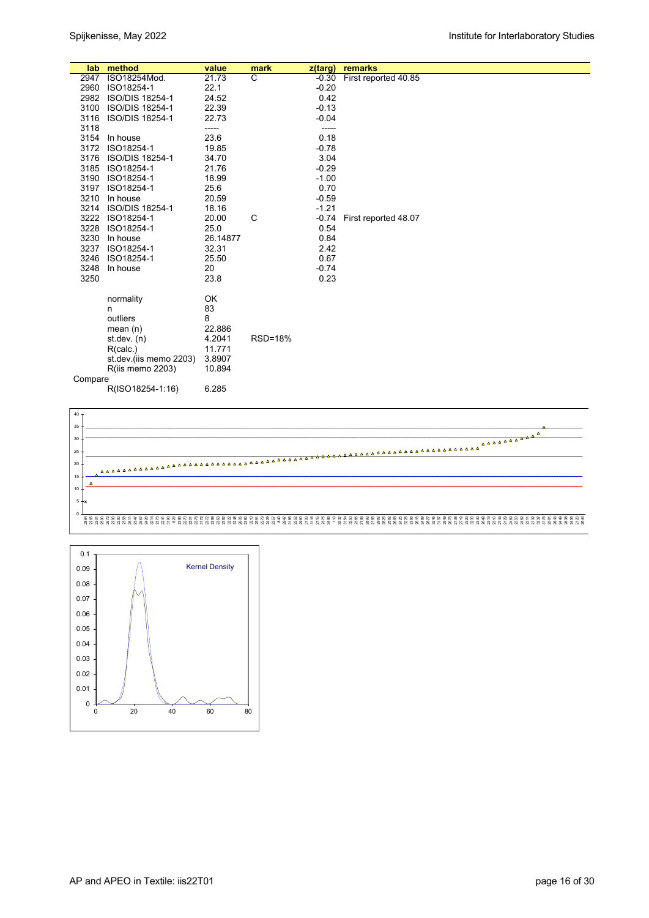| lab | method | value | mark | z(targ) | remarks |
|---|---|---|---|---|---|
| 2947 | ISO18254Mod. | 21.73 | C | -0.30 | First reported 40.85 |
| 2960 | ISO18254-1 | 22.1 | | -0.20 | |
| 2982 | ISO/DIS 18254-1 | 24.52 | | 0.42 | |
| 3100 | ISO/DIS 18254-1 | 22.39 | | -0.13 | |
| 3116 | ISO/DIS 18254-1 | 22.73 | | -0.04 | |
| 3118 | | ----- | | ----- | |
| 3154 | In house | 23.6 | | 0.18 | |
| 3172 | ISO18254-1 | 19.85 | | -0.78 | |
| 3176 | ISO/DIS 18254-1 | 34.70 | | 3.04 | |
| 3185 | ISO18254-1 | 21.76 | | -0.29 | |
| 3190 | ISO18254-1 | 18.99 | | -1.00 | |
| 3197 | ISO18254-1 | 25.6 | | 0.70 | |
| 3210 | In house | 20.59 | | -0.59 | |
| 3214 | ISO/DIS 18254-1 | 18.16 | | -1.21 | |
| 3222 | ISO18254-1 | 20.00 | C | -0.74 | First reported 48.07 |
| 3228 | ISO18254-1 | 25.0 | | 0.54 | |
| 3230 | In house | 26.14877 | | 0.84 | |
| 3237 | ISO18254-1 | 32.31 | | 2.42 | |
| 3246 | ISO18254-1 | 25.50 | | 0.67 | |
| 3248 | In house | 20 | | -0.74 | |
| 3250 | | 23.8 | | 0.23 | |

| | | |
|---|---|---|
| normality | OK | |
| n | 83 | |
| outliers | 8 | |
| mean (n) | 22.886 | |
| st.dev. (n) | 4.2041 | RSD=18% |
| R(calc.) | 11.771 | |
| st.dev.(iis memo 2203) | 3.8907 | |
| R(iis memo 2203) | 10.894 | |
| Compare | | |
| R(ISO18254-1:16) | 6.285 | |

Kernel Density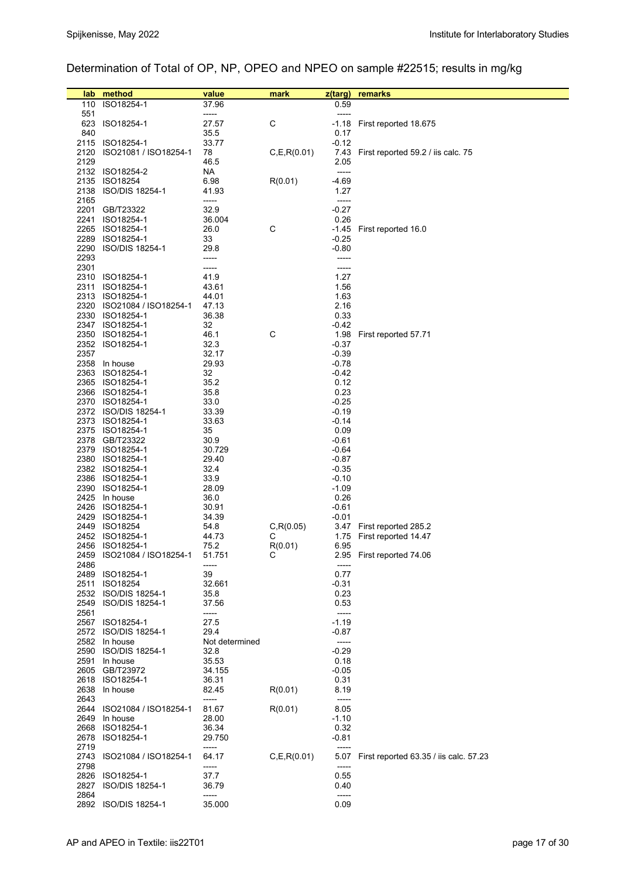## Determination of Total of OP, NP, OPEO and NPEO on sample #22515; results in mg/kg

| lab | method | value | mark | z(targ) | remarks |
|---|---|---|---|---|---|
| 110 | ISO18254-1 | 37.96 | | 0.59 | |
| 551 | | ----- | | ----- | |
| 623 | ISO18254-1 | 27.57 | C | -1.18 | First reported 18.675 |
| 840 | | 35.5 | | 0.17 | |
| 2115 | ISO18254-1 | 33.77 | | -0.12 | |
| 2120 | ISO21081 / ISO18254-1 | 78 | C,E,R(0.01) | 7.43 | First reported 59.2 / iis calc. 75 |
| 2129 | | 46.5 | | 2.05 | |
| 2132 | ISO18254-2 | NA | | ----- | |
| 2135 | ISO18254 | 6.98 | R(0.01) | -4.69 | |
| 2138 | ISO/DIS 18254-1 | 41.93 | | 1.27 | |
| 2165 | | ----- | | ----- | |
| 2201 | GB/T23322 | 32.9 | | -0.27 | |
| 2241 | ISO18254-1 | 36.004 | | 0.26 | |
| 2265 | ISO18254-1 | 26.0 | C | -1.45 | First reported 16.0 |
| 2289 | ISO18254-1 | 33 | | -0.25 | |
| 2290 | ISO/DIS 18254-1 | 29.8 | | -0.80 | |
| 2293 | | ----- | | ----- | |
| 2301 | | ----- | | ----- | |
| 2310 | ISO18254-1 | 41.9 | | 1.27 | |
| 2311 | ISO18254-1 | 43.61 | | 1.56 | |
| 2313 | ISO18254-1 | 44.01 | | 1.63 | |
| 2320 | ISO21084 / ISO18254-1 | 47.13 | | 2.16 | |
| 2330 | ISO18254-1 | 36.38 | | 0.33 | |
| 2347 | ISO18254-1 | 32 | | -0.42 | |
| 2350 | ISO18254-1 | 46.1 | C | 1.98 | First reported 57.71 |
| 2352 | ISO18254-1 | 32.3 | | -0.37 | |
| 2357 | | 32.17 | | -0.39 | |
| 2358 | In house | 29.93 | | -0.78 | |
| 2363 | ISO18254-1 | 32 | | -0.42 | |
| 2365 | ISO18254-1 | 35.2 | | 0.12 | |
| 2366 | ISO18254-1 | 35.8 | | 0.23 | |
| 2370 | ISO18254-1 | 33.0 | | -0.25 | |
| 2372 | ISO/DIS 18254-1 | 33.39 | | -0.19 | |
| 2373 | ISO18254-1 | 33.63 | | -0.14 | |
| 2375 | ISO18254-1 | 35 | | 0.09 | |
| 2378 | GB/T23322 | 30.9 | | -0.61 | |
| 2379 | ISO18254-1 | 30.729 | | -0.64 | |
| 2380 | ISO18254-1 | 29.40 | | -0.87 | |
| 2382 | ISO18254-1 | 32.4 | | -0.35 | |
| 2386 | ISO18254-1 | 33.9 | | -0.10 | |
| 2390 | ISO18254-1 | 28.09 | | -1.09 | |
| 2425 | In house | 36.0 | | 0.26 | |
| 2426 | ISO18254-1 | 30.91 | | -0.61 | |
| 2429 | ISO18254-1 | 34.39 | | -0.01 | |
| 2449 | ISO18254 | 54.8 | C,R(0.05) | 3.47 | First reported 285.2 |
| 2452 | ISO18254-1 | 44.73 | C | 1.75 | First reported 14.47 |
| 2456 | ISO18254-1 | 75.2 | R(0.01) | 6.95 | |
| 2459 | ISO21084 / ISO18254-1 | 51.751 | C | 2.95 | First reported 74.06 |
| 2486 | | ----- | | ----- | |
| 2489 | ISO18254-1 | 39 | | 0.77 | |
| 2511 | ISO18254 | 32.661 | | -0.31 | |
| 2532 | ISO/DIS 18254-1 | 35.8 | | 0.23 | |
| 2549 | ISO/DIS 18254-1 | 37.56 | | 0.53 | |
| 2561 | | ----- | | ----- | |
| 2567 | ISO18254-1 | 27.5 | | -1.19 | |
| 2572 | ISO/DIS 18254-1 | 29.4 | | -0.87 | |
| 2582 | In house | Not determined | | ----- | |
| 2590 | ISO/DIS 18254-1 | 32.8 | | -0.29 | |
| 2591 | In house | 35.53 | | 0.18 | |
| 2605 | GB/T23972 | 34.155 | | -0.05 | |
| 2618 | ISO18254-1 | 36.31 | | 0.31 | |
| 2638 | In house | 82.45 | R(0.01) | 8.19 | |
| 2643 | | ----- | | ----- | |
| 2644 | ISO21084 / ISO18254-1 | 81.67 | R(0.01) | 8.05 | |
| 2649 | In house | 28.00 | | -1.10 | |
| 2668 | ISO18254-1 | 36.34 | | 0.32 | |
| 2678 | ISO18254-1 | 29.750 | | -0.81 | |
| 2719 | | ----- | | ----- | |
| 2743 | ISO21084 / ISO18254-1 | 64.17 | C,E,R(0.01) | 5.07 | First reported 63.35 / iis calc. 57.23 |
| 2798 | | ----- | | ----- | |
| 2826 | ISO18254-1 | 37.7 | | 0.55 | |
| 2827 | ISO/DIS 18254-1 | 36.79 | | 0.40 | |
| 2864 | | ----- | | ----- | |
| 2892 | ISO/DIS 18254-1 | 35.000 | | 0.09 | |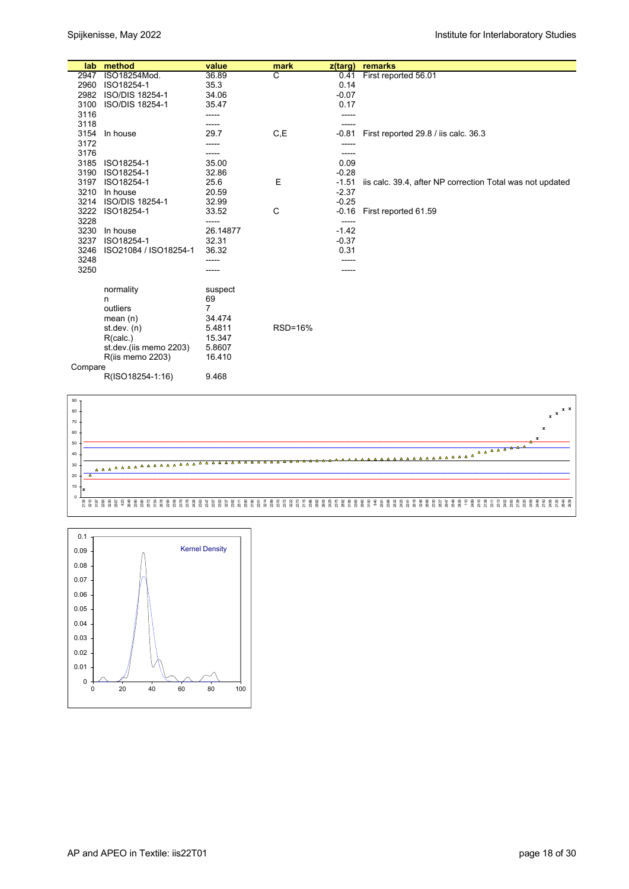| lab | method | value | mark | z(targ) | remarks |
|---|---|---|---|---|---|
| 2947 | ISO18254Mod. | 36.89 | C | 0.41 | First reported 56.01 |
| 2960 | ISO18254-1 | 35.3 | | 0.14 | |
| 2982 | ISO/DIS 18254-1 | 34.06 | | -0.07 | |
| 3100 | ISO/DIS 18254-1 | 35.47 | | 0.17 | |
| 3116 | | ----- | | ----- | |
| 3118 | | ----- | | ----- | |
| 3154 | In house | 29.7 | C,E | -0.81 | First reported 29.8 / iis calc. 36.3 |
| 3172 | | ----- | | ----- | |
| 3176 | | ----- | | ----- | |
| 3185 | ISO18254-1 | 35.00 | | 0.09 | |
| 3190 | ISO18254-1 | 32.86 | | -0.28 | |
| 3197 | ISO18254-1 | 25.6 | E | -1.51 | iis calc. 39.4, after NP correction Total was not updated |
| 3210 | In house | 20.59 | | -2.37 | |
| 3214 | ISO/DIS 18254-1 | 32.99 | | -0.25 | |
| 3222 | ISO18254-1 | 33.52 | C | -0.16 | First reported 61.59 |
| 3228 | | ----- | | ----- | |
| 3230 | In house | 26.14877 | | -1.42 | |
| 3237 | ISO18254-1 | 32.31 | | -0.37 | |
| 3246 | ISO21084 / ISO18254-1 | 36.32 | | 0.31 | |
| 3248 | | ----- | | ----- | |
| 3250 | | ----- | | ----- | |
| | normality | suspect | | | |
| | n | 69 | | | |
| | outliers | 7 | | | |
| | mean (n) | 34.474 | | | |
| | st.dev. (n) | 5.4811 | RSD=16% | | |
| | R(calc.) | 15.347 | | | |
| | st.dev.(iis memo 2203) | 5.8607 | | | |
| | R(iis memo 2203) | 16.410 | | | |
| Compare | | | | | |
| | R(ISO18254-1:16) | 9.468 | | | |

0 10 20 30 40 50 60 70 80 90

2135 3210 3197 2265 3230 2567 623 2649 2390 2380 2572 3154 2678 2290 2358 2379 2378 2426 2363 2347 2357 2352 3237 3182 2511 2590 3190 2201 3214 2289 2370 2372 3222 2373 2115 2386 2982 2605 2429 2375 2892 3185 2365 2960 3100 840 2591 2366 2532 2425 2241 2618 3246 2668 2330 2627 2947 2549 2826 110 2489 2310 2138 2311 2313 2452 2350 2129 2320 2459 2449 2743 2456 2720 2644 2638

0.1
0.09
0.08
0.07
0.06
0.05
0.04
0.03
0.02
0.01
0
0 20 40 60 80 100

Kernel Density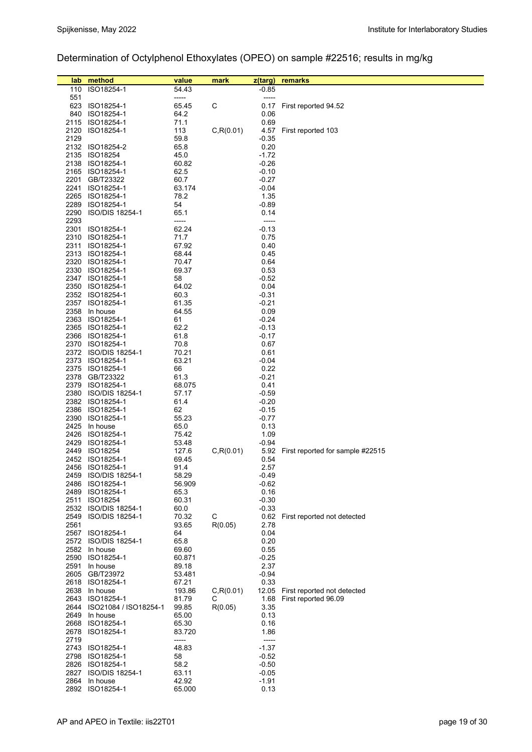## Determination of Octylphenol Ethoxylates (OPEO) on sample #22516; results in mg/kg

| lab | method | value | mark | z(targ) | remarks |
|---|---|---|---|---|---|
| 110 | ISO18254-1 | 54.43 | | -0.85 | |
| 551 | | ----- | | ----- | |
| 623 | ISO18254-1 | 65.45 | C | 0.17 | First reported 94.52 |
| 840 | ISO18254-1 | 64.2 | | 0.06 | |
| 2115 | ISO18254-1 | 71.1 | | 0.69 | |
| 2120 | ISO18254-1 | 113 | C,R(0.01) | 4.57 | First reported 103 |
| 2129 | | 59.8 | | -0.35 | |
| 2132 | ISO18254-2 | 65.8 | | 0.20 | |
| 2135 | ISO18254 | 45.0 | | -1.72 | |
| 2138 | ISO18254-1 | 60.82 | | -0.26 | |
| 2165 | ISO18254-1 | 62.5 | | -0.10 | |
| 2201 | GB/T23322 | 60.7 | | -0.27 | |
| 2241 | ISO18254-1 | 63.174 | | -0.04 | |
| 2265 | ISO18254-1 | 78.2 | | 1.35 | |
| 2289 | ISO18254-1 | 54 | | -0.89 | |
| 2290 | ISO/DIS 18254-1 | 65.1 | | 0.14 | |
| 2293 | | ----- | | ----- | |
| 2301 | ISO18254-1 | 62.24 | | -0.13 | |
| 2310 | ISO18254-1 | 71.7 | | 0.75 | |
| 2311 | ISO18254-1 | 67.92 | | 0.40 | |
| 2313 | ISO18254-1 | 68.44 | | 0.45 | |
| 2320 | ISO18254-1 | 70.47 | | 0.64 | |
| 2330 | ISO18254-1 | 69.37 | | 0.53 | |
| 2347 | ISO18254-1 | 58 | | -0.52 | |
| 2350 | ISO18254-1 | 64.02 | | 0.04 | |
| 2352 | ISO18254-1 | 60.3 | | -0.31 | |
| 2357 | ISO18254-1 | 61.35 | | -0.21 | |
| 2358 | In house | 64.55 | | 0.09 | |
| 2363 | ISO18254-1 | 61 | | -0.24 | |
| 2365 | ISO18254-1 | 62.2 | | -0.13 | |
| 2366 | ISO18254-1 | 61.8 | | -0.17 | |
| 2370 | ISO18254-1 | 70.8 | | 0.67 | |
| 2372 | ISO/DIS 18254-1 | 70.21 | | 0.61 | |
| 2373 | ISO18254-1 | 63.21 | | -0.04 | |
| 2375 | ISO18254-1 | 66 | | 0.22 | |
| 2378 | GB/T23322 | 61.3 | | -0.21 | |
| 2379 | ISO18254-1 | 68.075 | | 0.41 | |
| 2380 | ISO/DIS 18254-1 | 57.17 | | -0.59 | |
| 2382 | ISO18254-1 | 61.4 | | -0.20 | |
| 2386 | ISO18254-1 | 62 | | -0.15 | |
| 2390 | ISO18254-1 | 55.23 | | -0.77 | |
| 2425 | In house | 65.0 | | 0.13 | |
| 2426 | ISO18254-1 | 75.42 | | 1.09 | |
| 2429 | ISO18254-1 | 53.48 | | -0.94 | |
| 2449 | ISO18254 | 127.6 | C,R(0.01) | 5.92 | First reported for sample #22515 |
| 2452 | ISO18254-1 | 69.45 | | 0.54 | |
| 2456 | ISO18254-1 | 91.4 | | 2.57 | |
| 2459 | ISO/DIS 18254-1 | 58.29 | | -0.49 | |
| 2486 | ISO18254-1 | 56.909 | | -0.62 | |
| 2489 | ISO18254-1 | 65.3 | | 0.16 | |
| 2511 | ISO18254 | 60.31 | | -0.30 | |
| 2532 | ISO/DIS 18254-1 | 60.0 | | -0.33 | |
| 2549 | ISO/DIS 18254-1 | 70.32 | C | 0.62 | First reported not detected |
| 2561 | | 93.65 | R(0.05) | 2.78 | |
| 2567 | ISO18254-1 | 64 | | 0.04 | |
| 2572 | ISO/DIS 18254-1 | 65.8 | | 0.20 | |
| 2582 | In house | 69.60 | | 0.55 | |
| 2590 | ISO18254-1 | 60.871 | | -0.25 | |
| 2591 | In house | 89.18 | | 2.37 | |
| 2605 | GB/T23972 | 53.481 | | -0.94 | |
| 2618 | ISO18254-1 | 67.21 | | 0.33 | |
| 2638 | In house | 193.86 | C,R(0.01) | 12.05 | First reported not detected |
| 2643 | ISO18254-1 | 81.79 | C | 1.68 | First reported 96.09 |
| 2644 | ISO21084 / ISO18254-1 | 99.85 | R(0.05) | 3.35 | |
| 2649 | In house | 65.00 | | 0.13 | |
| 2668 | ISO18254-1 | 65.30 | | 0.16 | |
| 2678 | ISO18254-1 | 83.720 | | 1.86 | |
| 2719 | | ----- | | ----- | |
| 2743 | ISO18254-1 | 48.83 | | -1.37 | |
| 2798 | ISO18254-1 | 58 | | -0.52 | |
| 2826 | ISO18254-1 | 58.2 | | -0.50 | |
| 2827 | ISO/DIS 18254-1 | 63.11 | | -0.05 | |
| 2864 | In house | 42.92 | | -1.91 | |
| 2892 | ISO18254-1 | 65.000 | | 0.13 | |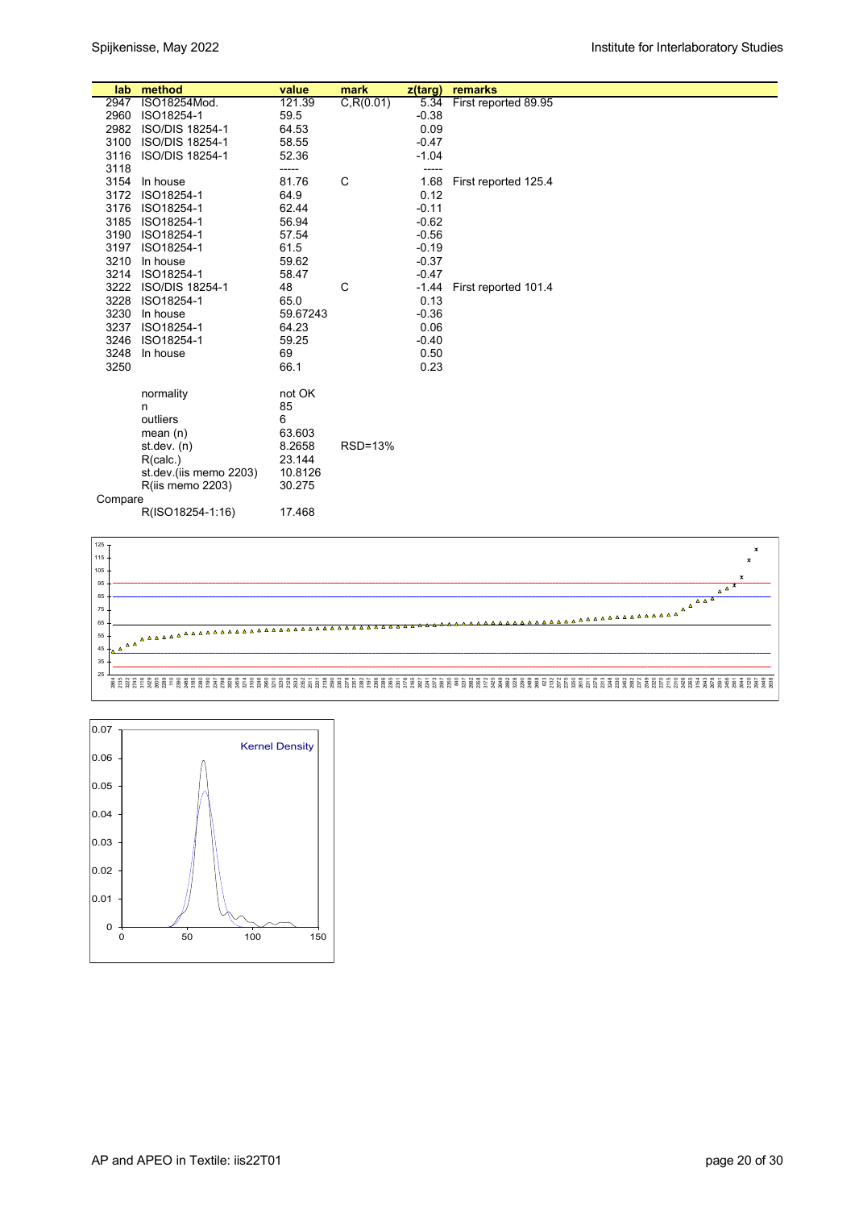| lab | method | value | mark | z(targ) | remarks |
|---|---|---|---|---|---|
| 2947 | ISO18254Mod. | 121.39 | C,R(0.01) | 5.34 | First reported 89.95 |
| 2960 | ISO18254-1 | 59.5 | | -0.38 | |
| 2982 | ISO/DIS 18254-1 | 64.53 | | 0.09 | |
| 3100 | ISO/DIS 18254-1 | 58.55 | | -0.47 | |
| 3116 | ISO/DIS 18254-1 | 52.36 | | -1.04 | |
| 3118 | | ----- | | ----- | |
| 3154 | In house | 81.76 | C | 1.68 | First reported 125.4 |
| 3172 | ISO18254-1 | 64.9 | | 0.12 | |
| 3176 | ISO18254-1 | 62.44 | | -0.11 | |
| 3185 | ISO18254-1 | 56.94 | | -0.62 | |
| 3190 | ISO18254-1 | 57.54 | | -0.56 | |
| 3197 | ISO18254-1 | 61.5 | | -0.19 | |
| 3210 | In house | 59.62 | | -0.37 | |
| 3214 | ISO18254-1 | 58.47 | | -0.47 | |
| 3222 | ISO/DIS 18254-1 | 48 | C | -1.44 | First reported 101.4 |
| 3228 | ISO18254-1 | 65.0 | | 0.13 | |
| 3230 | In house | 59.67243 | | -0.36 | |
| 3237 | ISO18254-1 | 64.23 | | 0.06 | |
| 3246 | ISO18254-1 | 59.25 | | -0.40 | |
| 3248 | In house | 69 | | 0.50 | |
| 3250 | | 66.1 | | 0.23 | |

| | | |
|---|---|---|
| normality | not OK | |
| n | 85 | |
| outliers | 6 | |
| mean (n) | 63.603 | |
| st.dev. (n) | 8.2658 | RSD=13% |
| R(calc.) | 23.144 | |
| st.dev.(iis memo 2203) | 10.8126 | |
| R(iis memo 2203) | 30.275 | |
| Compare | | |
| R(ISO18254-1:16) | 17.468 | |

125
115
105
95
85
75
65
55
45
35
25

Kernel Density

0.07
0.06
0.05
0.04
0.03
0.02
0.01
0
0 50 100 150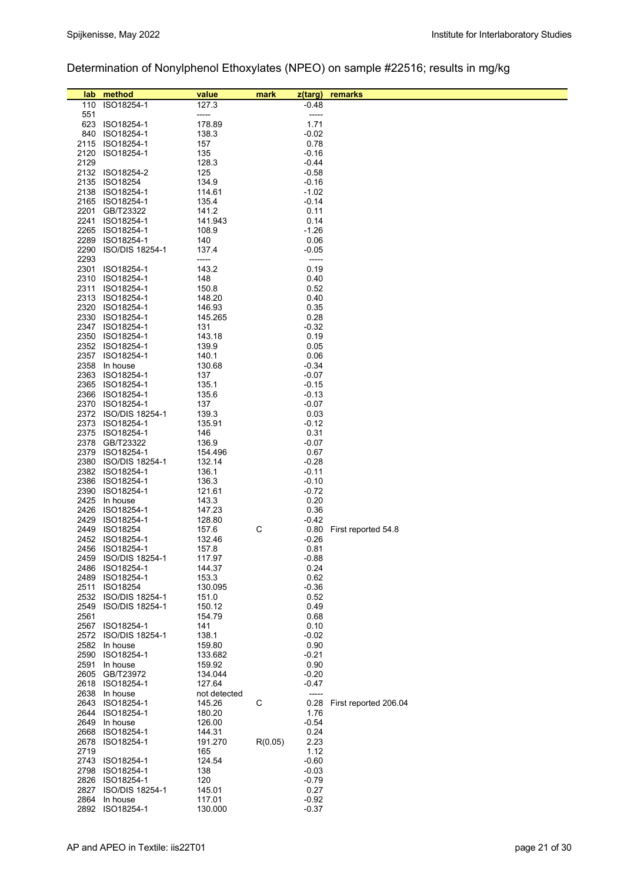# Determination of Nonylphenol Ethoxylates (NPEO) on sample #22516; results in mg/kg

| lab | method | value | mark | z(targ) | remarks |
|---|---|---|---|---|---|
| 110 | ISO18254-1 | 127.3 | | -0.48 | |
| 551 | | ----- | | ----- | |
| 623 | ISO18254-1 | 178.89 | | 1.71 | |
| 840 | ISO18254-1 | 138.3 | | -0.02 | |
| 2115 | ISO18254-1 | 157 | | 0.78 | |
| 2120 | ISO18254-1 | 135 | | -0.16 | |
| 2129 | | 128.3 | | -0.44 | |
| 2132 | ISO18254-2 | 125 | | -0.58 | |
| 2135 | ISO18254 | 134.9 | | -0.16 | |
| 2138 | ISO18254-1 | 114.61 | | -1.02 | |
| 2165 | ISO18254-1 | 135.4 | | -0.14 | |
| 2201 | GB/T23322 | 141.2 | | 0.11 | |
| 2241 | ISO18254-1 | 141.943 | | 0.14 | |
| 2265 | ISO18254-1 | 108.9 | | -1.26 | |
| 2289 | ISO18254-1 | 140 | | 0.06 | |
| 2290 | ISO/DIS 18254-1 | 137.4 | | -0.05 | |
| 2293 | | ----- | | ----- | |
| 2301 | ISO18254-1 | 143.2 | | 0.19 | |
| 2310 | ISO18254-1 | 148 | | 0.40 | |
| 2311 | ISO18254-1 | 150.8 | | 0.52 | |
| 2313 | ISO18254-1 | 148.20 | | 0.40 | |
| 2320 | ISO18254-1 | 146.93 | | 0.35 | |
| 2330 | ISO18254-1 | 145.265 | | 0.28 | |
| 2347 | ISO18254-1 | 131 | | -0.32 | |
| 2350 | ISO18254-1 | 143.18 | | 0.19 | |
| 2352 | ISO18254-1 | 139.9 | | 0.05 | |
| 2357 | ISO18254-1 | 140.1 | | 0.06 | |
| 2358 | In house | 130.68 | | -0.34 | |
| 2363 | ISO18254-1 | 137 | | -0.07 | |
| 2365 | ISO18254-1 | 135.1 | | -0.15 | |
| 2366 | ISO18254-1 | 135.6 | | -0.13 | |
| 2370 | ISO18254-1 | 137 | | -0.07 | |
| 2372 | ISO/DIS 18254-1 | 139.3 | | 0.03 | |
| 2373 | ISO18254-1 | 135.91 | | -0.12 | |
| 2375 | ISO18254-1 | 146 | | 0.31 | |
| 2378 | GB/T23322 | 136.9 | | -0.07 | |
| 2379 | ISO18254-1 | 154.496 | | 0.67 | |
| 2380 | ISO/DIS 18254-1 | 132.14 | | -0.28 | |
| 2382 | ISO18254-1 | 136.1 | | -0.11 | |
| 2386 | ISO18254-1 | 136.3 | | -0.10 | |
| 2390 | ISO18254-1 | 121.61 | | -0.72 | |
| 2425 | In house | 143.3 | | 0.20 | |
| 2426 | ISO18254-1 | 147.23 | | 0.36 | |
| 2429 | ISO18254-1 | 128.80 | | -0.42 | |
| 2449 | ISO18254 | 157.6 | C | 0.80 | First reported 54.8 |
| 2452 | ISO18254-1 | 132.46 | | -0.26 | |
| 2456 | ISO18254-1 | 157.8 | | 0.81 | |
| 2459 | ISO/DIS 18254-1 | 117.97 | | -0.88 | |
| 2486 | ISO18254-1 | 144.37 | | 0.24 | |
| 2489 | ISO18254-1 | 153.3 | | 0.62 | |
| 2511 | ISO18254 | 130.095 | | -0.36 | |
| 2532 | ISO/DIS 18254-1 | 151.0 | | 0.52 | |
| 2549 | ISO/DIS 18254-1 | 150.12 | | 0.49 | |
| 2561 | | 154.79 | | 0.68 | |
| 2567 | ISO18254-1 | 141 | | 0.10 | |
| 2572 | ISO/DIS 18254-1 | 138.1 | | -0.02 | |
| 2582 | In house | 159.80 | | 0.90 | |
| 2590 | ISO18254-1 | 133.682 | | -0.21 | |
| 2591 | In house | 159.92 | | 0.90 | |
| 2605 | GB/T23972 | 134.044 | | -0.20 | |
| 2618 | ISO18254-1 | 127.64 | | -0.47 | |
| 2638 | In house | not detected | | ----- | |
| 2643 | ISO18254-1 | 145.26 | C | 0.28 | First reported 206.04 |
| 2644 | ISO18254-1 | 180.20 | | 1.76 | |
| 2649 | In house | 126.00 | | -0.54 | |
| 2668 | ISO18254-1 | 144.31 | | 0.24 | |
| 2678 | ISO18254-1 | 191.270 | R(0.05) | 2.23 | |
| 2719 | | 165 | | 1.12 | |
| 2743 | ISO18254-1 | 124.54 | | -0.60 | |
| 2798 | ISO18254-1 | 138 | | -0.03 | |
| 2826 | ISO18254-1 | 120 | | -0.79 | |
| 2827 | ISO/DIS 18254-1 | 145.01 | | 0.27 | |
| 2864 | In house | 117.01 | | -0.92 | |
| 2892 | ISO18254-1 | 130.000 | | -0.37 | |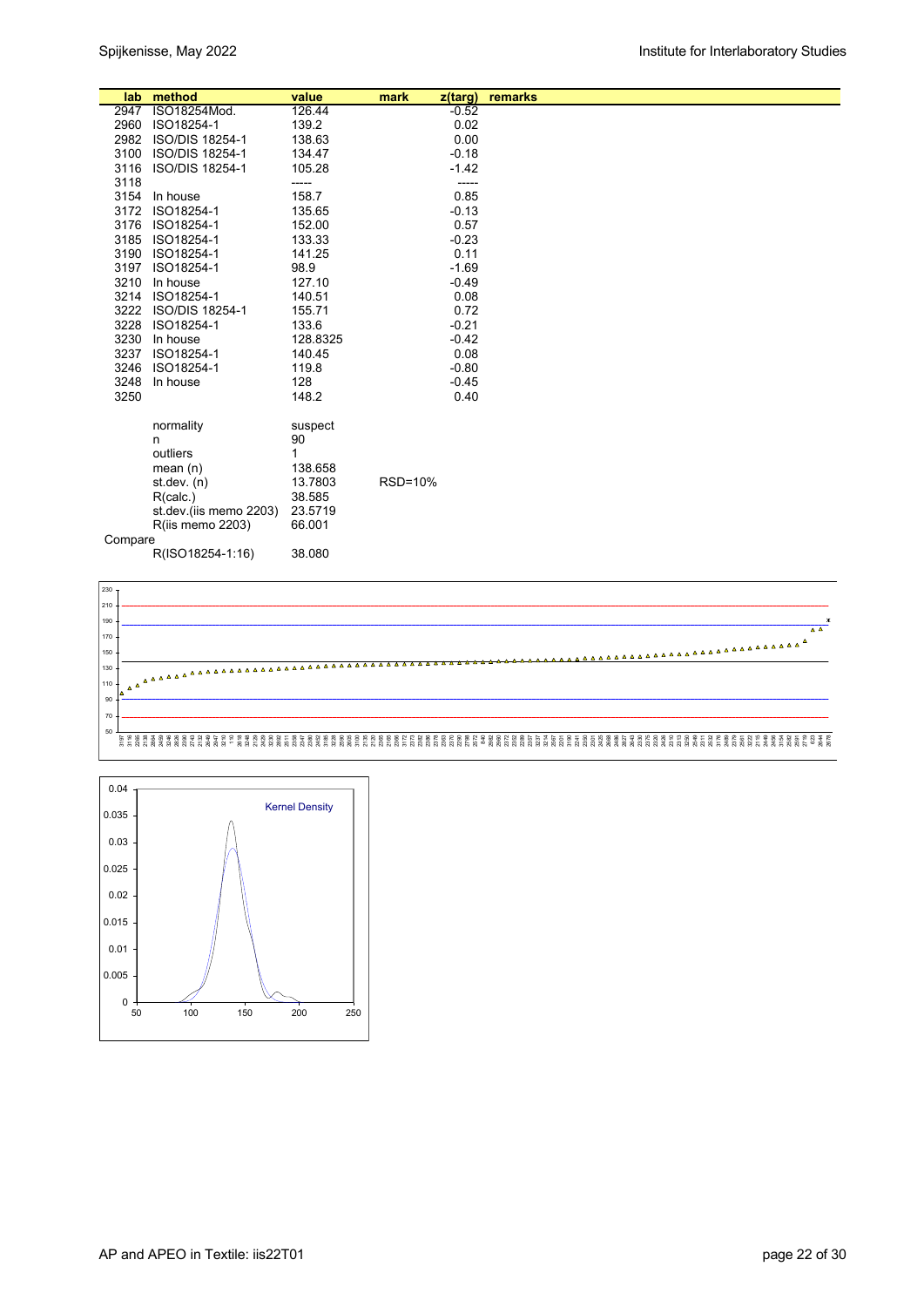| lab | method | value | mark | z(targ) | remarks |
|---|---|---|---|---|---|
| 2947 | ISO18254Mod. | 126.44 | | -0.52 | |
| 2960 | ISO18254-1 | 139.2 | | 0.02 | |
| 2982 | ISO/DIS 18254-1 | 138.63 | | 0.00 | |
| 3100 | ISO/DIS 18254-1 | 134.47 | | -0.18 | |
| 3116 | ISO/DIS 18254-1 | 105.28 | | -1.42 | |
| 3118 | | ----- | | ----- | |
| 3154 | In house | 158.7 | | 0.85 | |
| 3172 | ISO18254-1 | 135.65 | | -0.13 | |
| 3176 | ISO18254-1 | 152.00 | | 0.57 | |
| 3185 | ISO18254-1 | 133.33 | | -0.23 | |
| 3190 | ISO18254-1 | 141.25 | | 0.11 | |
| 3197 | ISO18254-1 | 98.9 | | -1.69 | |
| 3210 | In house | 127.10 | | -0.49 | |
| 3214 | ISO18254-1 | 140.51 | | 0.08 | |
| 3222 | ISO/DIS 18254-1 | 155.71 | | 0.72 | |
| 3228 | ISO18254-1 | 133.6 | | -0.21 | |
| 3230 | In house | 128.8325 | | -0.42 | |
| 3237 | ISO18254-1 | 140.45 | | 0.08 | |
| 3246 | ISO18254-1 | 119.8 | | -0.80 | |
| 3248 | In house | 128 | | -0.45 | |
| 3250 | | 148.2 | | 0.40 | |

| | | | |
|---|---|---|---|
| | normality | suspect | |
| | n | 90 | |
| | outliers | 1 | |
| | mean (n) | 138.658 | |
| | st.dev. (n) | 13.7803 | RSD=10% |
| | R(calc.) | 38.585 | |
| | st.dev.(iis memo 2203) | 23.5719 | |
| | R(iis memo 2203) | 66.001 | |
| Compare | | | |
| | R(ISO18254-1:16) | 38.080 | |

Kernel Density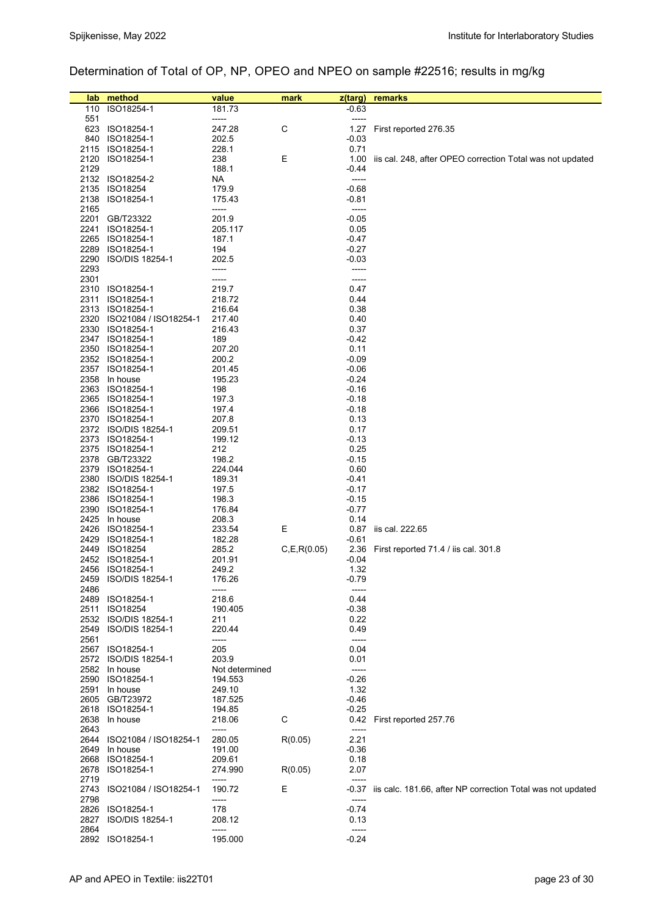## Determination of Total of OP, NP, OPEO and NPEO on sample #22516; results in mg/kg

| lab | method | value | mark | z(targ) | remarks |
|---|---|---|---|---|---|
| 110 | ISO18254-1 | 181.73 | | -0.63 | |
| 551 | | ----- | | ----- | |
| 623 | ISO18254-1 | 247.28 | C | 1.27 | First reported 276.35 |
| 840 | ISO18254-1 | 202.5 | | -0.03 | |
| 2115 | ISO18254-1 | 228.1 | | 0.71 | |
| 2120 | ISO18254-1 | 238 | E | 1.00 | iis cal. 248, after OPEO correction Total was not updated |
| 2129 | | 188.1 | | -0.44 | |
| 2132 | ISO18254-2 | NA | | ----- | |
| 2135 | ISO18254 | 179.9 | | -0.68 | |
| 2138 | ISO18254-1 | 175.43 | | -0.81 | |
| 2165 | | ----- | | ----- | |
| 2201 | GB/T23322 | 201.9 | | -0.05 | |
| 2241 | ISO18254-1 | 205.117 | | 0.05 | |
| 2265 | ISO18254-1 | 187.1 | | -0.47 | |
| 2289 | ISO18254-1 | 194 | | -0.27 | |
| 2290 | ISO/DIS 18254-1 | 202.5 | | -0.03 | |
| 2293 | | ----- | | ----- | |
| 2301 | | ----- | | ----- | |
| 2310 | ISO18254-1 | 219.7 | | 0.47 | |
| 2311 | ISO18254-1 | 218.72 | | 0.44 | |
| 2313 | ISO18254-1 | 216.64 | | 0.38 | |
| 2320 | ISO21084 / ISO18254-1 | 217.40 | | 0.40 | |
| 2330 | ISO18254-1 | 216.43 | | 0.37 | |
| 2347 | ISO18254-1 | 189 | | -0.42 | |
| 2350 | ISO18254-1 | 207.20 | | 0.11 | |
| 2352 | ISO18254-1 | 200.2 | | -0.09 | |
| 2357 | ISO18254-1 | 201.45 | | -0.06 | |
| 2358 | In house | 195.23 | | -0.24 | |
| 2363 | ISO18254-1 | 198 | | -0.16 | |
| 2365 | ISO18254-1 | 197.3 | | -0.18 | |
| 2366 | ISO18254-1 | 197.4 | | -0.18 | |
| 2370 | ISO18254-1 | 207.8 | | 0.13 | |
| 2372 | ISO/DIS 18254-1 | 209.51 | | 0.17 | |
| 2373 | ISO18254-1 | 199.12 | | -0.13 | |
| 2375 | ISO18254-1 | 212 | | 0.25 | |
| 2378 | GB/T23322 | 198.2 | | -0.15 | |
| 2379 | ISO18254-1 | 224.044 | | 0.60 | |
| 2380 | ISO/DIS 18254-1 | 189.31 | | -0.41 | |
| 2382 | ISO18254-1 | 197.5 | | -0.17 | |
| 2386 | ISO18254-1 | 198.3 | | -0.15 | |
| 2390 | ISO18254-1 | 176.84 | | -0.77 | |
| 2425 | In house | 208.3 | | 0.14 | |
| 2426 | ISO18254-1 | 233.54 | E | 0.87 | iis cal. 222.65 |
| 2429 | ISO18254-1 | 182.28 | | -0.61 | |
| 2449 | ISO18254 | 285.2 | C,E,R(0.05) | 2.36 | First reported 71.4 / iis cal. 301.8 |
| 2452 | ISO18254-1 | 201.91 | | -0.04 | |
| 2456 | ISO18254-1 | 249.2 | | 1.32 | |
| 2459 | ISO/DIS 18254-1 | 176.26 | | -0.79 | |
| 2486 | | ----- | | ----- | |
| 2489 | ISO18254-1 | 218.6 | | 0.44 | |
| 2511 | ISO18254 | 190.405 | | -0.38 | |
| 2532 | ISO/DIS 18254-1 | 211 | | 0.22 | |
| 2549 | ISO/DIS 18254-1 | 220.44 | | 0.49 | |
| 2561 | | ----- | | ----- | |
| 2567 | ISO18254-1 | 205 | | 0.04 | |
| 2572 | ISO/DIS 18254-1 | 203.9 | | 0.01 | |
| 2582 | In house | Not determined | | ----- | |
| 2590 | ISO18254-1 | 194.553 | | -0.26 | |
| 2591 | In house | 249.10 | | 1.32 | |
| 2605 | GB/T23972 | 187.525 | | -0.46 | |
| 2618 | ISO18254-1 | 194.85 | | -0.25 | |
| 2638 | In house | 218.06 | C | 0.42 | First reported 257.76 |
| 2643 | | ----- | | ----- | |
| 2644 | ISO21084 / ISO18254-1 | 280.05 | R(0.05) | 2.21 | |
| 2649 | In house | 191.00 | | -0.36 | |
| 2668 | ISO18254-1 | 209.61 | | 0.18 | |
| 2678 | ISO18254-1 | 274.990 | R(0.05) | 2.07 | |
| 2719 | | ----- | | ----- | |
| 2743 | ISO21084 / ISO18254-1 | 190.72 | E | -0.37 | iis calc. 181.66, after NP correction Total was not updated |
| 2798 | | ----- | | ----- | |
| 2826 | ISO18254-1 | 178 | | -0.74 | |
| 2827 | ISO/DIS 18254-1 | 208.12 | | 0.13 | |
| 2864 | | ----- | | ----- | |
| 2892 | ISO18254-1 | 195.000 | | -0.24 | |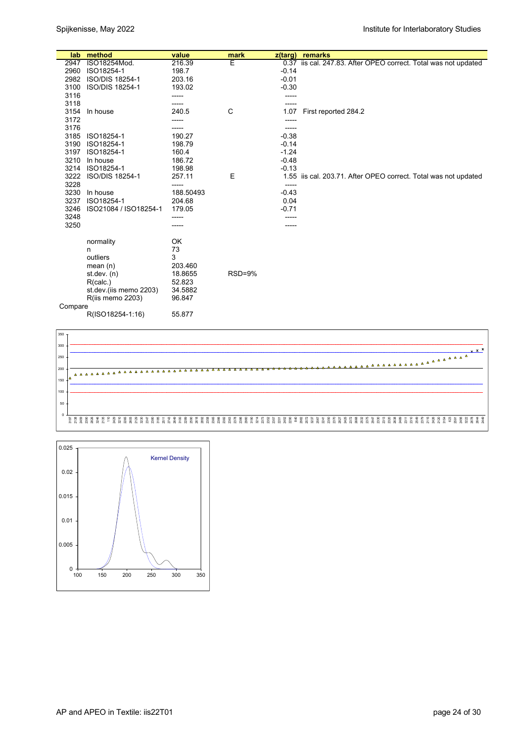| lab | method | value | mark | z(targ) | remarks |
|---|---|---|---|---|---|
| 2947 | ISO18254Mod. | 216.39 | E | 0.37 | iis cal. 247.83. After OPEO correct. Total was not updated |
| 2960 | ISO18254-1 | 198.7 | | -0.14 | |
| 2982 | ISO/DIS 18254-1 | 203.16 | | -0.01 | |
| 3100 | ISO/DIS 18254-1 | 193.02 | | -0.30 | |
| 3116 | | ----- | | ----- | |
| 3118 | | ----- | | ----- | |
| 3154 | In house | 240.5 | C | 1.07 | First reported 284.2 |
| 3172 | | ----- | | ----- | |
| 3176 | | ----- | | ----- | |
| 3185 | ISO18254-1 | 190.27 | | -0.38 | |
| 3190 | ISO18254-1 | 198.79 | | -0.14 | |
| 3197 | ISO18254-1 | 160.4 | | -1.24 | |
| 3210 | In house | 186.72 | | -0.48 | |
| 3214 | ISO18254-1 | 198.98 | | -0.13 | |
| 3222 | ISO/DIS 18254-1 | 257.11 | E | 1.55 | iis cal. 203.71. After OPEO correct. Total was not updated |
| 3228 | | ----- | | ----- | |
| 3230 | In house | 188.50493 | | -0.43 | |
| 3237 | ISO18254-1 | 204.68 | | 0.04 | |
| 3246 | ISO21084 / ISO18254-1 | 179.05 | | -0.71 | |
| 3248 | | ----- | | ----- | |
| 3250 | | ----- | | ----- | |
| | normality | OK | | | |
| | n | 73 | | | |
| | outliers | 3 | | | |
| | mean (n) | 203.460 | | | |
| | st.dev. (n) | 18.8655 | RSD=9% | | |
| | R(calc.) | 52.823 | | | |
| | st.dev.(iis memo 2203) | 34.5882 | | | |
| | R(iis memo 2203) | 96.847 | | | |
| Compare | | | | | |
| | R(ISO18254-1:16) | 55.877 | | | |

Kernel Density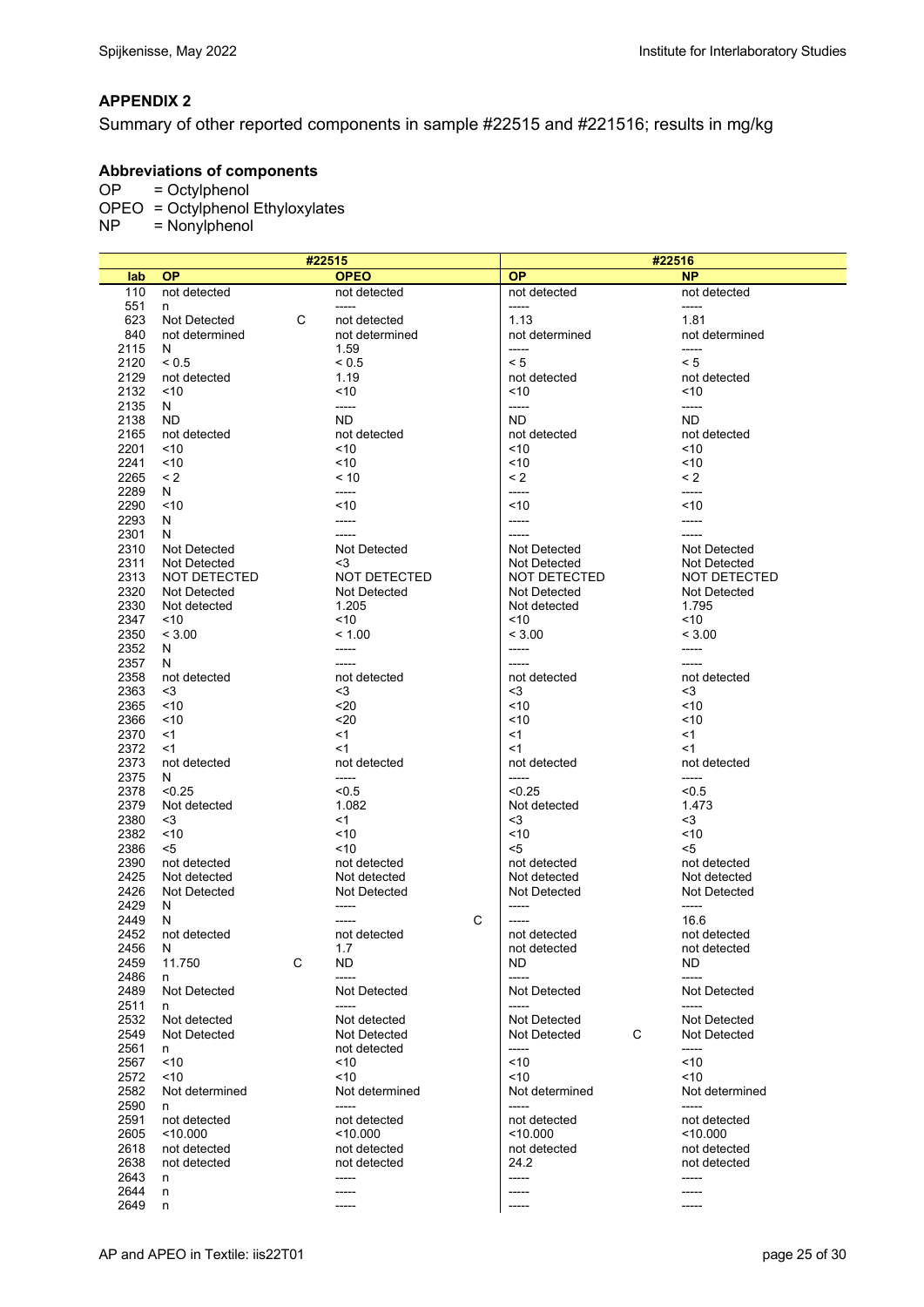## APPENDIX 2

Summary of other reported components in sample #22515 and #221516; results in mg/kg

### Abbreviations of components

OP = Octylphenol
OPEO = Octylphenol Ethyloxylates
NP = Nonylphenol

| | #22515 | | | | #22516 | | |
|---|---|---|---|---|---|---|---|
| lab | OP | | OPEO | | OP | | NP |
| 110 | not detected | | not detected | | not detected | | not detected |
| 551 | n | | ----- | | ----- | | ----- |
| 623 | Not Detected | C | not detected | | 1.13 | | 1.81 |
| 840 | not determined | | not determined | | not determined | | not determined |
| 2115 | N | | 1.59 | | ----- | | ----- |
| 2120 | < 0.5 | | < 0.5 | | < 5 | | < 5 |
| 2129 | not detected | | 1.19 | | not detected | | not detected |
| 2132 | <10 | | <10 | | <10 | | <10 |
| 2135 | N | | ----- | | ----- | | ----- |
| 2138 | ND | | ND | | ND | | ND |
| 2165 | not detected | | not detected | | not detected | | not detected |
| 2201 | <10 | | <10 | | <10 | | <10 |
| 2241 | <10 | | <10 | | <10 | | <10 |
| 2265 | < 2 | | < 10 | | < 2 | | < 2 |
| 2289 | N | | ----- | | ----- | | ----- |
| 2290 | <10 | | <10 | | <10 | | <10 |
| 2293 | N | | ----- | | ----- | | ----- |
| 2301 | N | | ----- | | ----- | | ----- |
| 2310 | Not Detected | | Not Detected | | Not Detected | | Not Detected |
| 2311 | Not Detected | | <3 | | Not Detected | | Not Detected |
| 2313 | NOT DETECTED | | NOT DETECTED | | NOT DETECTED | | NOT DETECTED |
| 2320 | Not Detected | | Not Detected | | Not Detected | | Not Detected |
| 2330 | Not detected | | 1.205 | | Not detected | | 1.795 |
| 2347 | <10 | | <10 | | <10 | | <10 |
| 2350 | < 3.00 | | < 1.00 | | < 3.00 | | < 3.00 |
| 2352 | N | | ----- | | ----- | | ----- |
| 2357 | N | | ----- | | ----- | | ----- |
| 2358 | not detected | | not detected | | not detected | | not detected |
| 2363 | <3 | | <3 | | <3 | | <3 |
| 2365 | <10 | | <20 | | <10 | | <10 |
| 2366 | <10 | | <20 | | <10 | | <10 |
| 2370 | <1 | | <1 | | <1 | | <1 |
| 2372 | <1 | | <1 | | <1 | | <1 |
| 2373 | not detected | | not detected | | not detected | | not detected |
| 2375 | N | | ----- | | ----- | | ----- |
| 2378 | <0.25 | | <0.5 | | <0.25 | | <0.5 |
| 2379 | Not detected | | 1.082 | | Not detected | | 1.473 |
| 2380 | <3 | | <1 | | <3 | | <3 |
| 2382 | <10 | | <10 | | <10 | | <10 |
| 2386 | <5 | | <10 | | <5 | | <5 |
| 2390 | not detected | | not detected | | not detected | | not detected |
| 2425 | Not detected | | Not detected | | Not detected | | Not detected |
| 2426 | Not Detected | | Not Detected | | Not Detected | | Not Detected |
| 2429 | N | | ----- | | ----- | | ----- |
| 2449 | N | | ----- | C | ----- | | 16.6 |
| 2452 | not detected | | not detected | | not detected | | not detected |
| 2456 | N | | 1.7 | | not detected | | not detected |
| 2459 | 11.750 | C | ND | | ND | | ND |
| 2486 | n | | ----- | | ----- | | ----- |
| 2489 | Not Detected | | Not Detected | | Not Detected | | Not Detected |
| 2511 | n | | ----- | | ----- | | ----- |
| 2532 | Not detected | | Not detected | | Not Detected | | Not Detected |
| 2549 | Not Detected | | Not Detected | | Not Detected | C | Not Detected |
| 2561 | n | | not detected | | ----- | | ----- |
| 2567 | <10 | | <10 | | <10 | | <10 |
| 2572 | <10 | | <10 | | <10 | | <10 |
| 2582 | Not determined | | Not determined | | Not determined | | Not determined |
| 2590 | n | | ----- | | ----- | | ----- |
| 2591 | not detected | | not detected | | not detected | | not detected |
| 2605 | <10.000 | | <10.000 | | <10.000 | | <10.000 |
| 2618 | not detected | | not detected | | not detected | | not detected |
| 2638 | not detected | | not detected | | 24.2 | | not detected |
| 2643 | n | | ----- | | ----- | | ----- |
| 2644 | n | | ----- | | ----- | | ----- |
| 2649 | n | | ----- | | ----- | | ----- |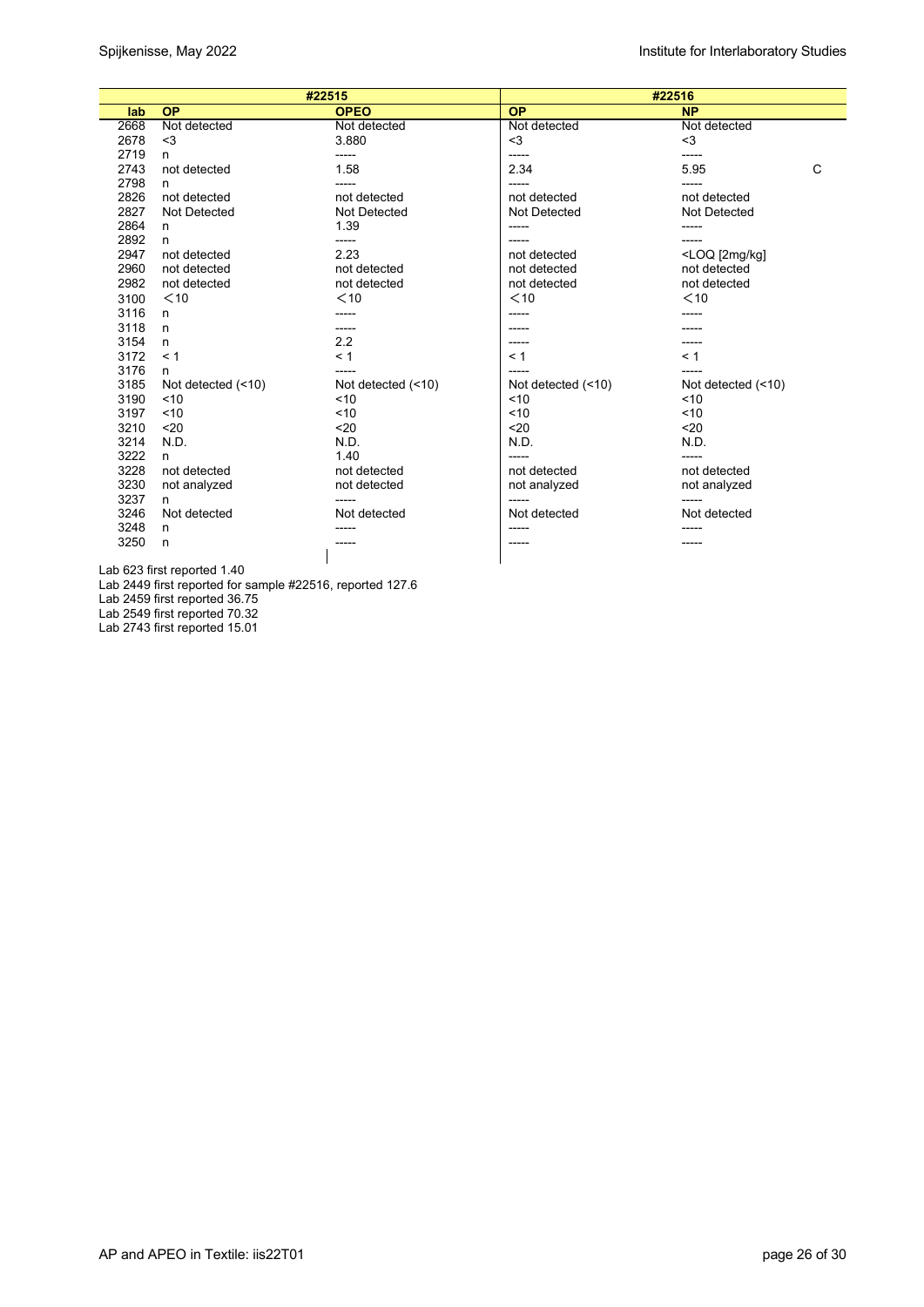| | #22515 | | #22516 | | |
|---|---|---|---|---|---|
| lab | OP | OPEO | OP | NP | |
| 2668 | Not detected | Not detected | Not detected | Not detected | |
| 2678 | <3 | 3.880 | <3 | <3 | |
| 2719 | n | ----- | ----- | ----- | |
| 2743 | not detected | 1.58 | 2.34 | 5.95 | C |
| 2798 | n | ----- | ----- | ----- | |
| 2826 | not detected | not detected | not detected | not detected | |
| 2827 | Not Detected | Not Detected | Not Detected | Not Detected | |
| 2864 | n | 1.39 | ----- | ----- | |
| 2892 | n | ----- | ----- | ----- | |
| 2947 | not detected | 2.23 | not detected | <LOQ [2mg/kg] | |
| 2960 | not detected | not detected | not detected | not detected | |
| 2982 | not detected | not detected | not detected | not detected | |
| 3100 | ＜10 | ＜10 | ＜10 | ＜10 | |
| 3116 | n | ----- | ----- | ----- | |
| 3118 | n | ----- | ----- | ----- | |
| 3154 | n | 2.2 | ----- | ----- | |
| 3172 | < 1 | < 1 | < 1 | < 1 | |
| 3176 | n | ----- | ----- | ----- | |
| 3185 | Not detected (<10) | Not detected (<10) | Not detected (<10) | Not detected (<10) | |
| 3190 | <10 | <10 | <10 | <10 | |
| 3197 | <10 | <10 | <10 | <10 | |
| 3210 | <20 | <20 | <20 | <20 | |
| 3214 | N.D. | N.D. | N.D. | N.D. | |
| 3222 | n | 1.40 | ----- | ----- | |
| 3228 | not detected | not detected | not detected | not detected | |
| 3230 | not analyzed | not detected | not analyzed | not analyzed | |
| 3237 | n | ----- | ----- | ----- | |
| 3246 | Not detected | Not detected | Not detected | Not detected | |
| 3248 | n | ----- | ----- | ----- | |
| 3250 | n | ----- | ----- | ----- | |

Lab 623 first reported 1.40
Lab 2449 first reported for sample #22516, reported 127.6
Lab 2459 first reported 36.75
Lab 2549 first reported 70.32
Lab 2743 first reported 15.01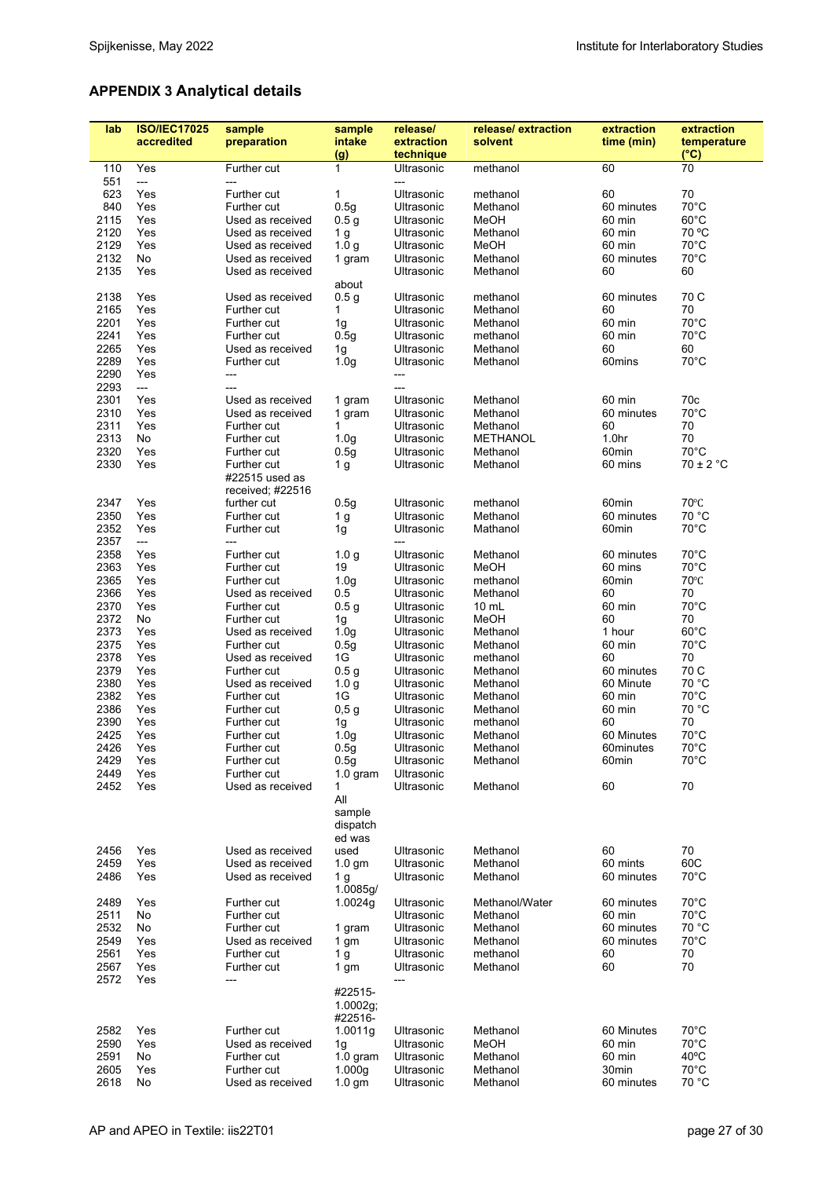## APPENDIX 3 Analytical details

| lab | ISO/IEC17025 accredited | sample preparation | sample intake (g) | release/ extraction technique | release/ extraction solvent | extraction time (min) | extraction temperature (°C) |
|---|---|---|---|---|---|---|---|
| 110 | Yes | Further cut | 1 | Ultrasonic | methanol | 60 | 70 |
| 551 | --- | --- | | --- | | | |
| 623 | Yes | Further cut | 1 | Ultrasonic | methanol | 60 | 70 |
| 840 | Yes | Further cut | 0.5g | Ultrasonic | Methanol | 60 minutes | 70°C |
| 2115 | Yes | Used as received | 0.5 g | Ultrasonic | MeOH | 60 min | 60°C |
| 2120 | Yes | Used as received | 1 g | Ultrasonic | Methanol | 60 min | 70 °C |
| 2129 | Yes | Used as received | 1.0 g | Ultrasonic | MeOH | 60 min | 70°C |
| 2132 | No | Used as received | 1 gram | Ultrasonic | Methanol | 60 minutes | 70°C |
| 2135 | Yes | Used as received | | Ultrasonic | Methanol | 60 | 60 |
| 2138 | Yes | Used as received | about 0.5 g | Ultrasonic | methanol | 60 minutes | 70 C |
| 2165 | Yes | Further cut | 1 | Ultrasonic | Methanol | 60 | 70 |
| 2201 | Yes | Further cut | 1g | Ultrasonic | Methanol | 60 min | 70°C |
| 2241 | Yes | Further cut | 0.5g | Ultrasonic | methanol | 60 min | 70°C |
| 2265 | Yes | Used as received | 1g | Ultrasonic | Methanol | 60 | 60 |
| 2289 | Yes | Further cut | 1.0g | Ultrasonic | Methanol | 60mins | 70°C |
| 2290 | Yes | --- | | --- | | | |
| 2293 | --- | --- | | --- | | | |
| 2301 | Yes | Used as received | 1 gram | Ultrasonic | Methanol | 60 min | 70c |
| 2310 | Yes | Used as received | 1 gram | Ultrasonic | Methanol | 60 minutes | 70°C |
| 2311 | Yes | Further cut | 1 | Ultrasonic | Methanol | 60 | 70 |
| 2313 | No | Further cut | 1.0g | Ultrasonic | METHANOL | 1.0hr | 70 |
| 2320 | Yes | Further cut | 0.5g | Ultrasonic | Methanol | 60min | 70°C |
| 2330 | Yes | Further cut | 1 g | Ultrasonic | Methanol | 60 mins | 70 ± 2 °C |
| 2347 | Yes | #22515 used as received; #22516 further cut | 0.5g | Ultrasonic | methanol | 60min | 70℃ |
| 2350 | Yes | Further cut | 1 g | Ultrasonic | Methanol | 60 minutes | 70 °C |
| 2352 | Yes | Further cut | 1g | Ultrasonic | Mathanol | 60min | 70°C |
| 2357 | --- | --- | | --- | | | |
| 2358 | Yes | Further cut | 1.0 g | Ultrasonic | Methanol | 60 minutes | 70°C |
| 2363 | Yes | Further cut | 19 | Ultrasonic | MeOH | 60 mins | 70°C |
| 2365 | Yes | Further cut | 1.0g | Ultrasonic | methanol | 60min | 70℃ |
| 2366 | Yes | Used as received | 0.5 | Ultrasonic | Methanol | 60 | 70 |
| 2370 | Yes | Further cut | 0.5 g | Ultrasonic | 10 mL | 60 min | 70°C |
| 2372 | No | Further cut | 1g | Ultrasonic | MeOH | 60 | 70 |
| 2373 | Yes | Used as received | 1.0g | Ultrasonic | Methanol | 1 hour | 60°C |
| 2375 | Yes | Further cut | 0.5g | Ultrasonic | Methanol | 60 min | 70°C |
| 2378 | Yes | Used as received | 1G | Ultrasonic | methanol | 60 | 70 |
| 2379 | Yes | Further cut | 0.5 g | Ultrasonic | Methanol | 60 minutes | 70 C |
| 2380 | Yes | Used as received | 1.0 g | Ultrasonic | Methanol | 60 Minute | 70 °C |
| 2382 | Yes | Further cut | 1G | Ultrasonic | Methanol | 60 min | 70°C |
| 2386 | Yes | Further cut | 0,5 g | Ultrasonic | Methanol | 60 min | 70 °C |
| 2390 | Yes | Further cut | 1g | Ultrasonic | methanol | 60 | 70 |
| 2425 | Yes | Further cut | 1.0g | Ultrasonic | Methanol | 60 Minutes | 70°C |
| 2426 | Yes | Further cut | 0.5g | Ultrasonic | Methanol | 60minutes | 70°C |
| 2429 | Yes | Further cut | 0.5g | Ultrasonic | Methanol | 60min | 70°C |
| 2449 | Yes | Further cut | 1.0 gram | Ultrasonic | | | |
| 2452 | Yes | Used as received | 1 | Ultrasonic | Methanol | 60 | 70 |
| 2456 | Yes | Used as received | All sample dispatched was used | Ultrasonic | Methanol | 60 | 70 |
| 2459 | Yes | Used as received | 1.0 gm | Ultrasonic | Methanol | 60 mints | 60C |
| 2486 | Yes | Used as received | 1 g | Ultrasonic | Methanol | 60 minutes | 70°C |
| 2489 | Yes | Further cut | 1.0085g/ 1.0024g | Ultrasonic | Methanol/Water | 60 minutes | 70°C |
| 2511 | No | Further cut | | Ultrasonic | Methanol | 60 min | 70°C |
| 2532 | No | Further cut | 1 gram | Ultrasonic | Methanol | 60 minutes | 70 °C |
| 2549 | Yes | Used as received | 1 gm | Ultrasonic | Methanol | 60 minutes | 70°C |
| 2561 | Yes | Further cut | 1 g | Ultrasonic | methanol | 60 | 70 |
| 2567 | Yes | Further cut | 1 gm | Ultrasonic | Methanol | 60 | 70 |
| 2572 | Yes | --- | | --- | | | |
| 2582 | Yes | Further cut | #22515-1.0002g; #22516-1.0011g | Ultrasonic | Methanol | 60 Minutes | 70°C |
| 2590 | Yes | Used as received | 1g | Ultrasonic | MeOH | 60 min | 70°C |
| 2591 | No | Further cut | 1.0 gram | Ultrasonic | Methanol | 60 min | 40ºC |
| 2605 | Yes | Further cut | 1.000g | Ultrasonic | Methanol | 30min | 70°C |
| 2618 | No | Used as received | 1.0 gm | Ultrasonic | Methanol | 60 minutes | 70 °C |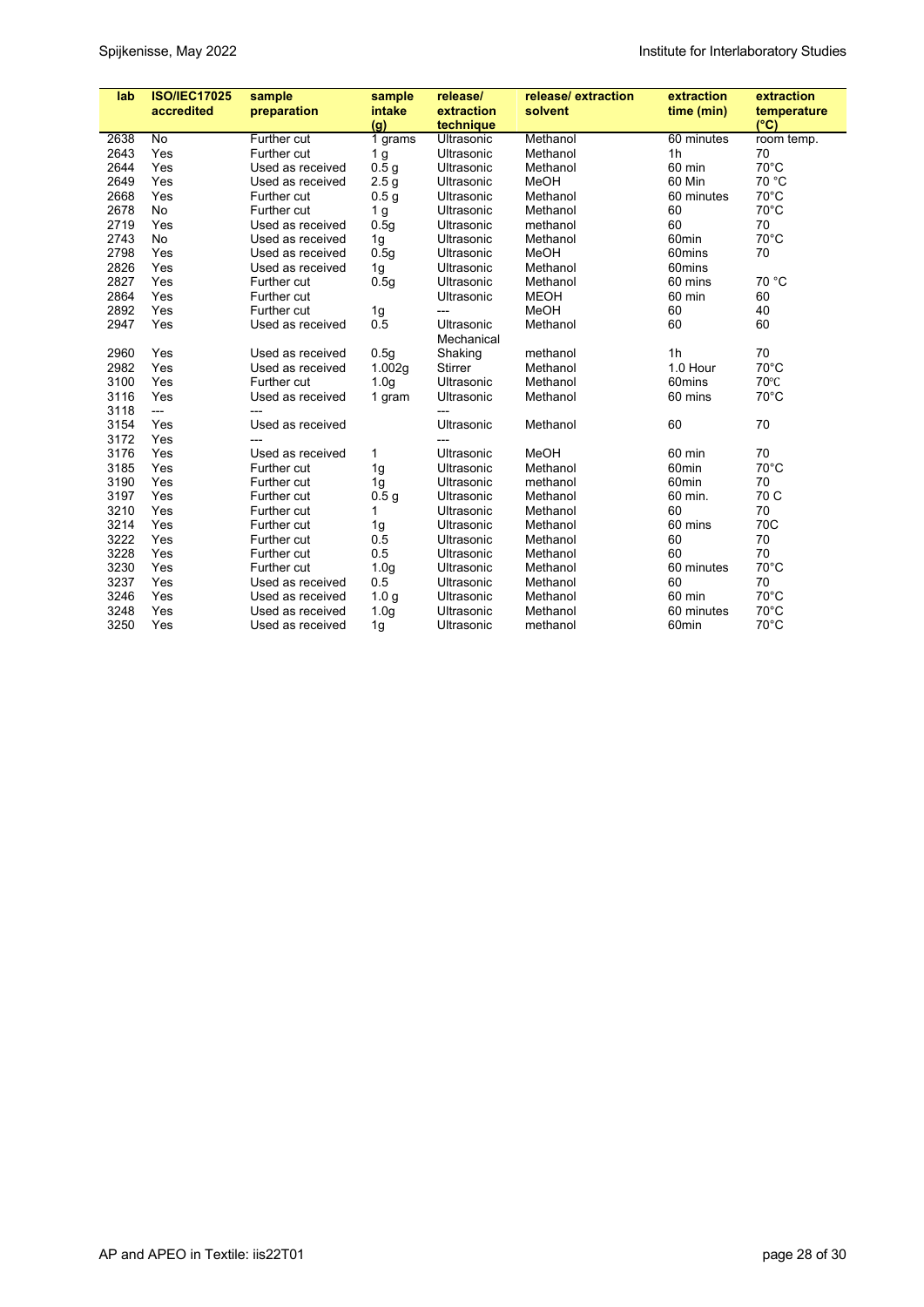| lab | ISO/IEC17025 accredited | sample preparation | sample intake (g) | release/ extraction technique | release/ extraction solvent | extraction time (min) | extraction temperature (°C) |
|---|---|---|---|---|---|---|---|
| 2638 | No | Further cut | 1 grams | Ultrasonic | Methanol | 60 minutes | room temp. |
| 2643 | Yes | Further cut | 1 g | Ultrasonic | Methanol | 1h | 70 |
| 2644 | Yes | Used as received | 0.5 g | Ultrasonic | Methanol | 60 min | 70°C |
| 2649 | Yes | Used as received | 2.5 g | Ultrasonic | MeOH | 60 Min | 70 °C |
| 2668 | Yes | Further cut | 0.5 g | Ultrasonic | Methanol | 60 minutes | 70°C |
| 2678 | No | Further cut | 1 g | Ultrasonic | Methanol | 60 | 70°C |
| 2719 | Yes | Used as received | 0.5g | Ultrasonic | methanol | 60 | 70 |
| 2743 | No | Used as received | 1g | Ultrasonic | Methanol | 60min | 70°C |
| 2798 | Yes | Used as received | 0.5g | Ultrasonic | MeOH | 60mins | 70 |
| 2826 | Yes | Used as received | 1g | Ultrasonic | Methanol | 60mins | |
| 2827 | Yes | Further cut | 0.5g | Ultrasonic | Methanol | 60 mins | 70 °C |
| 2864 | Yes | Further cut | | Ultrasonic | MEOH | 60 min | 60 |
| 2892 | Yes | Further cut | 1g | --- | MeOH | 60 | 40 |
| 2947 | Yes | Used as received | 0.5 | Ultrasonic | Methanol | 60 | 60 |
| 2960 | Yes | Used as received | 0.5g | Mechanical Shaking | methanol | 1h | 70 |
| 2982 | Yes | Used as received | 1.002g | Stirrer | Methanol | 1.0 Hour | 70°C |
| 3100 | Yes | Further cut | 1.0g | Ultrasonic | Methanol | 60mins | 70℃ |
| 3116 | Yes | Used as received | 1 gram | Ultrasonic | Methanol | 60 mins | 70°C |
| 3118 | --- | --- | | --- | | | |
| 3154 | Yes | Used as received | | Ultrasonic | Methanol | 60 | 70 |
| 3172 | Yes | --- | | --- | | | |
| 3176 | Yes | Used as received | 1 | Ultrasonic | MeOH | 60 min | 70 |
| 3185 | Yes | Further cut | 1g | Ultrasonic | Methanol | 60min | 70°C |
| 3190 | Yes | Further cut | 1g | Ultrasonic | methanol | 60min | 70 |
| 3197 | Yes | Further cut | 0.5 g | Ultrasonic | Methanol | 60 min. | 70 C |
| 3210 | Yes | Further cut | 1 | Ultrasonic | Methanol | 60 | 70 |
| 3214 | Yes | Further cut | 1g | Ultrasonic | Methanol | 60 mins | 70C |
| 3222 | Yes | Further cut | 0.5 | Ultrasonic | Methanol | 60 | 70 |
| 3228 | Yes | Further cut | 0.5 | Ultrasonic | Methanol | 60 | 70 |
| 3230 | Yes | Further cut | 1.0g | Ultrasonic | Methanol | 60 minutes | 70°C |
| 3237 | Yes | Used as received | 0.5 | Ultrasonic | Methanol | 60 | 70 |
| 3246 | Yes | Used as received | 1.0 g | Ultrasonic | Methanol | 60 min | 70°C |
| 3248 | Yes | Used as received | 1.0g | Ultrasonic | Methanol | 60 minutes | 70°C |
| 3250 | Yes | Used as received | 1g | Ultrasonic | methanol | 60min | 70°C |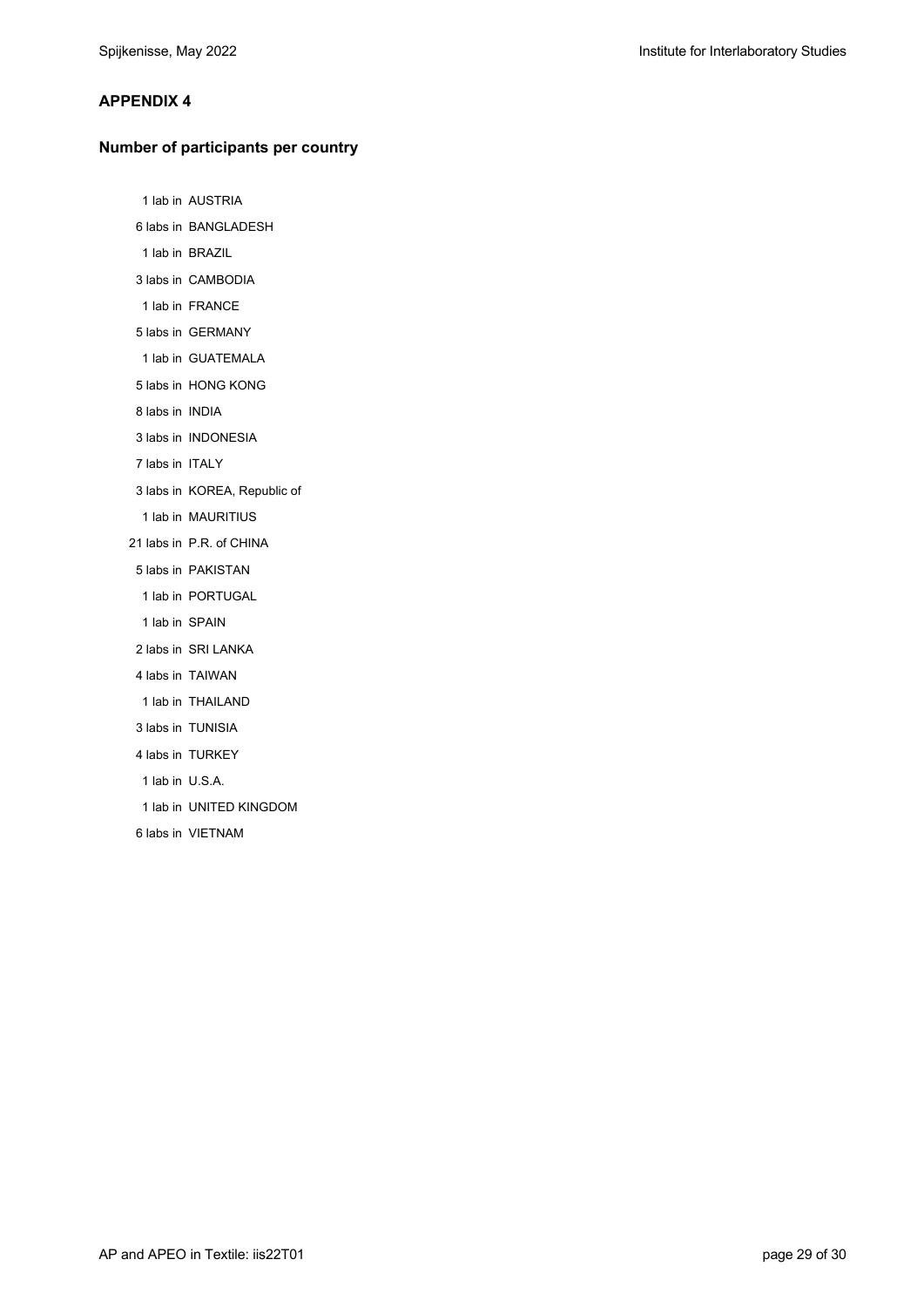## APPENDIX 4

### Number of participants per country

1 lab in AUSTRIA
6 labs in BANGLADESH
1 lab in BRAZIL
3 labs in CAMBODIA
1 lab in FRANCE
5 labs in GERMANY
1 lab in GUATEMALA
5 labs in HONG KONG
8 labs in INDIA
3 labs in INDONESIA
7 labs in ITALY
3 labs in KOREA, Republic of
1 lab in MAURITIUS
21 labs in P.R. of CHINA
5 labs in PAKISTAN
1 lab in PORTUGAL
1 lab in SPAIN
2 labs in SRI LANKA
4 labs in TAIWAN
1 lab in THAILAND
3 labs in TUNISIA
4 labs in TURKEY
1 lab in U.S.A.
1 lab in UNITED KINGDOM
6 labs in VIETNAM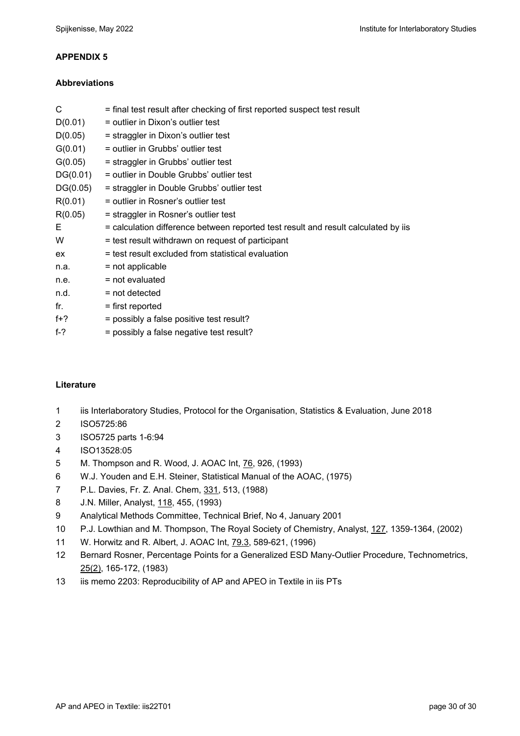**APPENDIX 5**

**Abbreviations**

| | |
|---|---|
| C | = final test result after checking of first reported suspect test result |
| D(0.01) | = outlier in Dixon's outlier test |
| D(0.05) | = straggler in Dixon's outlier test |
| G(0.01) | = outlier in Grubbs' outlier test |
| G(0.05) | = straggler in Grubbs' outlier test |
| DG(0.01) | = outlier in Double Grubbs' outlier test |
| DG(0.05) | = straggler in Double Grubbs' outlier test |
| R(0.01) | = outlier in Rosner's outlier test |
| R(0.05) | = straggler in Rosner's outlier test |
| E | = calculation difference between reported test result and result calculated by iis |
| W | = test result withdrawn on request of participant |
| ex | = test result excluded from statistical evaluation |
| n.a. | = not applicable |
| n.e. | = not evaluated |
| n.d. | = not detected |
| fr. | = first reported |
| f+? | = possibly a false positive test result? |
| f-? | = possibly a false negative test result? |

**Literature**

1. iis Interlaboratory Studies, Protocol for the Organisation, Statistics & Evaluation, June 2018
2. ISO5725:86
3. ISO5725 parts 1-6:94
4. ISO13528:05
5. M. Thompson and R. Wood, J. AOAC Int, 76, 926, (1993)
6. W.J. Youden and E.H. Steiner, Statistical Manual of the AOAC, (1975)
7. P.L. Davies, Fr. Z. Anal. Chem, 331, 513, (1988)
8. J.N. Miller, Analyst, 118, 455, (1993)
9. Analytical Methods Committee, Technical Brief, No 4, January 2001
10. P.J. Lowthian and M. Thompson, The Royal Society of Chemistry, Analyst, 127, 1359-1364, (2002)
11. W. Horwitz and R. Albert, J. AOAC Int, 79.3, 589-621, (1996)
12. Bernard Rosner, Percentage Points for a Generalized ESD Many-Outlier Procedure, Technometrics, 25(2), 165-172, (1983)
13. iis memo 2203: Reproducibility of AP and APEO in Textile in iis PTs